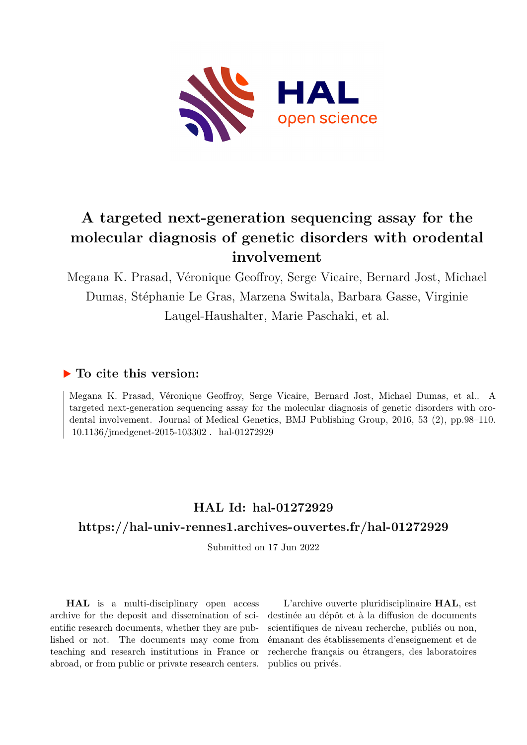# A targeted next-generation sequencing assay for the molecular diagnosis of genetic disorders with orodental involvement

Megana K. Prasad, Véronique Geoffroy, Serge Vicaire, Bernard Jost, Michael Dumas, Stéphanie Le Gras, Marzena Switala, Barbara Gasse, Virginie Laugel-Haushalter, Marie Paschaki, et al.

## ▶ To cite this version:

Megana K. Prasad, Véronique Geoffroy, Serge Vicaire, Bernard Jost, Michael Dumas, et al.. A targeted next-generation sequencing assay for the molecular diagnosis of genetic disorders with orodental involvement. Journal of Medical Genetics, BMJ Publishing Group, 2016, 53 (2), pp.98–110. 10.1136/jmedgenet-2015-103302 . hal-01272929

## HAL Id: hal-01272929

## https://hal-univ-rennes1.archives-ouvertes.fr/hal-01272929

Submitted on 17 Jun 2022

**HAL** is a multi-disciplinary open access archive for the deposit and dissemination of scientific research documents, whether they are published or not. The documents may come from teaching and research institutions in France or abroad, or from public or private research centers.

L'archive ouverte pluridisciplinaire **HAL**, est destinée au dépôt et à la diffusion de documents scientifiques de niveau recherche, publiés ou non, émanant des établissements d'enseignement et de recherche français ou étrangers, des laboratoires publics ou privés.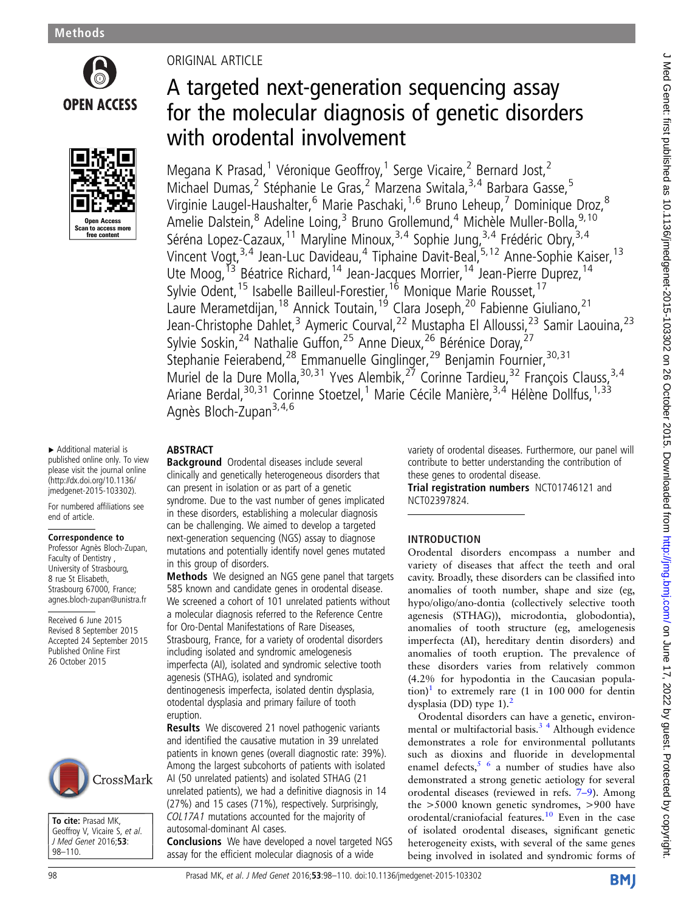# ORIGINAL ARTICLE

# A targeted next-generation sequencing assay for the molecular diagnosis of genetic disorders with orodental involvement

Megana K Prasad,[1] Véronique Geoffroy,[1] Serge Vicaire,[2] Bernard Jost,[2] Michael Dumas,[2] Stéphanie Le Gras,[2] Marzena Switala,[3,4] Barbara Gasse,[5] Virginie Laugel-Haushalter,[6] Marie Paschaki,[1,6] Bruno Leheup,[7] Dominique Droz,[8] Amelie Dalstein,[8] Adeline Loing,[3] Bruno Grollemund,[4] Michèle Muller-Bolla,[9,10] Séréna Lopez-Cazaux,[11] Maryline Minoux,[3,4] Sophie Jung,[3,4] Frédéric Obry,[3,4] Vincent Vogt,[3,4] Jean-Luc Davideau,[4] Tiphaine Davit-Beal,[5,12] Anne-Sophie Kaiser,[13] Ute Moog,[13] Béatrice Richard,[14] Jean-Jacques Morrier,[14] Jean-Pierre Duprez,[14] Sylvie Odent,[15] Isabelle Bailleul-Forestier,[16] Monique Marie Rousset,[17] Laure Merametdijan,[18] Annick Toutain,[19] Clara Joseph,[20] Fabienne Giuliano,[21] Jean-Christophe Dahlet,[3] Aymeric Courval,[22] Mustapha El Alloussi,[23] Samir Laouina,[23] Sylvie Soskin,[24] Nathalie Guffon,[25] Anne Dieux,[26] Bérénice Doray,[27] Stephanie Feierabend,[28] Emmanuelle Ginglinger,[29] Benjamin Fournier,[30,31] Muriel de la Dure Molla,[30,31] Yves Alembik,[27] Corinne Tardieu,[32] François Clauss,[3,4] Ariane Berdal,[30,31] Corinne Stoetzel,[1] Marie Cécile Manière,[3,4] Hélène Dollfus,[1,33] Agnès Bloch-Zupan[3,4,6]

▸ Additional material is published online only. To view please visit the journal online (http://dx.doi.org/10.1136/jmedgenet-2015-103302).

For numbered affiliations see end of article.

**Correspondence to**
Professor Agnès Bloch-Zupan, Faculty of Dentistry, University of Strasbourg, 8 rue St Elisabeth, Strasbourg 67000, France; agnes.bloch-zupan@unistra.fr

Received 6 June 2015
Revised 8 September 2015
Accepted 24 September 2015
Published Online First 26 October 2015

**To cite:** Prasad MK, Geoffroy V, Vicaire S, *et al*. *J Med Genet* 2016;**53**:98–110.

## ABSTRACT

**Background** Orodental diseases include several clinically and genetically heterogeneous disorders that can present in isolation or as part of a genetic syndrome. Due to the vast number of genes implicated in these disorders, establishing a molecular diagnosis can be challenging. We aimed to develop a targeted next-generation sequencing (NGS) assay to diagnose mutations and potentially identify novel genes mutated in this group of disorders.

**Methods** We designed an NGS gene panel that targets 585 known and candidate genes in orodental disease. We screened a cohort of 101 unrelated patients without a molecular diagnosis referred to the Reference Centre for Oro-Dental Manifestations of Rare Diseases, Strasbourg, France, for a variety of orodental disorders including isolated and syndromic amelogenesis imperfecta (AI), isolated and syndromic selective tooth agenesis (STHAG), isolated and syndromic dentinogenesis imperfecta, isolated dentin dysplasia, otodental dysplasia and primary failure of tooth eruption.

**Results** We discovered 21 novel pathogenic variants and identified the causative mutation in 39 unrelated patients in known genes (overall diagnostic rate: 39%). Among the largest subcohorts of patients with isolated AI (50 unrelated patients) and isolated STHAG (21 unrelated patients), we had a definitive diagnosis in 14 (27%) and 15 cases (71%), respectively. Surprisingly, *COL17A1* mutations accounted for the majority of autosomal-dominant AI cases.

**Conclusions** We have developed a novel targeted NGS assay for the efficient molecular diagnosis of a wide variety of orodental diseases. Furthermore, our panel will contribute to better understanding the contribution of these genes to orodental disease.

**Trial registration numbers** NCT01746121 and NCT02397824.

## INTRODUCTION

Orodental disorders encompass a number and variety of diseases that affect the teeth and oral cavity. Broadly, these disorders can be classified into anomalies of tooth number, shape and size (eg, hypo/oligo/ano-dontia (collectively selective tooth agenesis (STHAG)), microdontia, globodontia), anomalies of tooth structure (eg, amelogenesis imperfecta (AI), hereditary dentin disorders) and anomalies of tooth eruption. The prevalence of these disorders varies from relatively common (4.2% for hypodontia in the Caucasian population)[1] to extremely rare (1 in 100 000 for dentin dysplasia (DD) type 1).[2]

Orodental disorders can have a genetic, environmental or multifactorial basis.[3,4] Although evidence demonstrates a role for environmental pollutants such as dioxins and fluoride in developmental enamel defects,[5,6] a number of studies have also demonstrated a strong genetic aetiology for several orodental diseases (reviewed in refs. 7–9). Among the >5000 known genetic syndromes, >900 have orodental/craniofacial features.[10] Even in the case of isolated orodental diseases, significant genetic heterogeneity exists, with several of the same genes being involved in isolated and syndromic forms of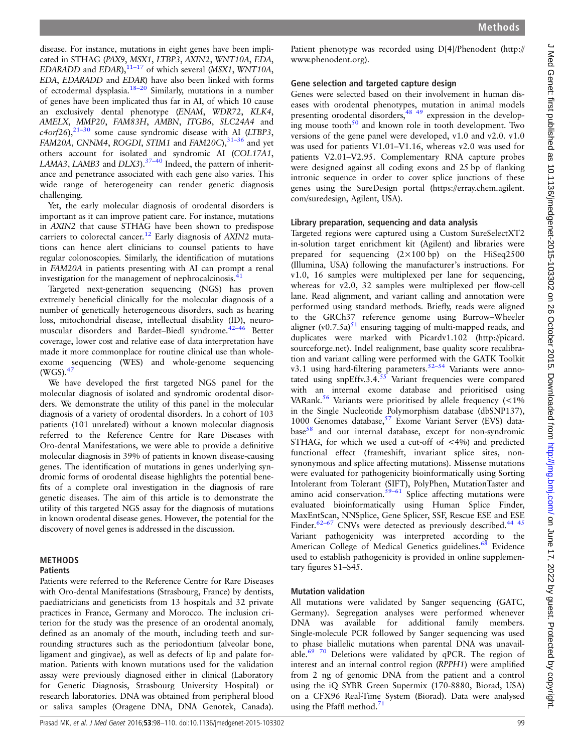disease. For instance, mutations in eight genes have been implicated in STHAG (*PAX9*, *MSX1*, *LTBP3*, *AXIN2*, *WNT10A*, *EDA*, *EDARADD* and *EDAR*),[11–17] of which several (*MSX1*, *WNT10A*, *EDA*, *EDARADD* and *EDAR*) have also been linked with forms of ectodermal dysplasia.[18–20] Similarly, mutations in a number of genes have been implicated thus far in AI, of which 10 cause an exclusively dental phenotype (*ENAM*, *WDR72*, *KLK4*, *AMELX*, *MMP20*, *FAM83H*, *AMBN*, *ITGB6*, *SLC24A4* and *c4orf26*),[21–30] some cause syndromic disease with AI (*LTBP3*, *FAM20A*, *CNNM4*, *ROGDI*, *STIM1* and *FAM20C*),[31–36] and yet others account for isolated and syndromic AI (*COL17A1*, *LAMA3*, *LAMB3* and *DLX3*).[37–40] Indeed, the pattern of inheritance and penetrance associated with each gene also varies. This wide range of heterogeneity can render genetic diagnosis challenging.

Yet, the early molecular diagnosis of orodental disorders is important as it can improve patient care. For instance, mutations in *AXIN2* that cause STHAG have been shown to predispose carriers to colorectal cancer.[12] Early diagnosis of *AXIN2* mutations can hence alert clinicians to counsel patients to have regular colonoscopies. Similarly, the identification of mutations in *FAM20A* in patients presenting with AI can prompt a renal investigation for the management of nephrocalcinosis.[41]

Targeted next-generation sequencing (NGS) has proven extremely beneficial clinically for the molecular diagnosis of a number of genetically heterogeneous disorders, such as hearing loss, mitochondrial disease, intellectual disability (ID), neuromuscular disorders and Bardet–Biedl syndrome.[42–46] Better coverage, lower cost and relative ease of data interpretation have made it more commonplace for routine clinical use than whole-exome sequencing (WES) and whole-genome sequencing (WGS).[47]

We have developed the first targeted NGS panel for the molecular diagnosis of isolated and syndromic orodental disorders. We demonstrate the utility of this panel in the molecular diagnosis of a variety of orodental disorders. In a cohort of 103 patients (101 unrelated) without a known molecular diagnosis referred to the Reference Centre for Rare Diseases with Oro-dental Manifestations, we were able to provide a definitive molecular diagnosis in 39% of patients in known disease-causing genes. The identification of mutations in genes underlying syndromic forms of orodental disease highlights the potential benefits of a complete oral investigation in the diagnosis of rare genetic diseases. The aim of this article is to demonstrate the utility of this targeted NGS assay for the diagnosis of mutations in known orodental disease genes. However, the potential for the discovery of novel genes is addressed in the discussion.

## METHODS

### Patients

Patients were referred to the Reference Centre for Rare Diseases with Oro-dental Manifestations (Strasbourg, France) by dentists, paediatricians and geneticists from 13 hospitals and 32 private practices in France, Germany and Morocco. The inclusion criterion for the study was the presence of an orodental anomaly, defined as an anomaly of the mouth, including teeth and surrounding structures such as the periodontium (alveolar bone, ligament and gingivae), as well as defects of lip and palate formation. Patients with known mutations used for the validation assay were previously diagnosed either in clinical (Laboratory for Genetic Diagnosis, Strasbourg University Hospital) or research laboratories. DNA was obtained from peripheral blood or saliva samples (Oragene DNA, DNA Genotek, Canada). Patient phenotype was recorded using D[4]/Phenodent (http://www.phenodent.org).

### Gene selection and targeted capture design

Genes were selected based on their involvement in human diseases with orodental phenotypes,[48 49] mutation in animal models presenting orodental disorders,[48 49] expression in the developing mouse tooth[50] and known role in tooth development. Two versions of the gene panel were developed, v1.0 and v2.0. v1.0 was used for patients V1.01–V1.16, whereas v2.0 was used for patients V2.01–V2.95. Complementary RNA capture probes were designed against all coding exons and 25 bp of flanking intronic sequence in order to cover splice junctions of these genes using the SureDesign portal (https://earray.chem.agilent.com/suredesign, Agilent, USA).

### Library preparation, sequencing and data analysis

Targeted regions were captured using a Custom SureSelectXT2 in-solution target enrichment kit (Agilent) and libraries were prepared for sequencing (2×100 bp) on the HiSeq2500 (Illumina, USA) following the manufacturer's instructions. For v1.0, 16 samples were multiplexed per lane for sequencing, whereas for v2.0, 32 samples were multiplexed per flow-cell lane. Read alignment, and variant calling and annotation were performed using standard methods. Briefly, reads were aligned to the GRCh37 reference genome using Burrow–Wheeler aligner (v0.7.5a)[51] ensuring tagging of multi-mapped reads, and duplicates were marked with Picardv1.102 (http://picard.sourceforge.net). Indel realignment, base quality score recalibration and variant calling were performed with the GATK Toolkit v3.1 using hard-filtering parameters.[52–54] Variants were annotated using snpEffv.3.4.[55] Variant frequencies were compared with an internal exome database and prioritised using VARank.[56] Variants were prioritised by allele frequency (<1% in the Single Nucleotide Polymorphism database (dbSNP137), 1000 Genomes database,[57] Exome Variant Server (EVS) database[58] and our internal database, except for non-syndromic STHAG, for which we used a cut-off of <4%) and predicted functional effect (frameshift, invariant splice sites, non-synonymous and splice affecting mutations). Missense mutations were evaluated for pathogenicity bioinformatically using Sorting Intolerant from Tolerant (SIFT), PolyPhen, MutationTaster and amino acid conservation.[59–61] Splice affecting mutations were evaluated bioinformatically using Human Splice Finder, MaxEntScan, NNSplice, Gene Splicer, SSF, Rescue ESE and ESE Finder.[62–67] CNVs were detected as previously described.[44 45] Variant pathogenicity was interpreted according to the American College of Medical Genetics guidelines.[68] Evidence used to establish pathogenicity is provided in online supplementary figures S1–S45.

### Mutation validation

All mutations were validated by Sanger sequencing (GATC, Germany). Segregation analyses were performed whenever DNA was available for additional family members. Single-molecule PCR followed by Sanger sequencing was used to phase biallelic mutations when parental DNA was unavailable.[69 70] Deletions were validated by qPCR. The region of interest and an internal control region (*RPPH1*) were amplified from 2 ng of genomic DNA from the patient and a control using the iQ SYBR Green Supermix (170-8880, Biorad, USA) on a CFX96 Real-Time System (Biorad). Data were analysed using the Pfaffl method.[71]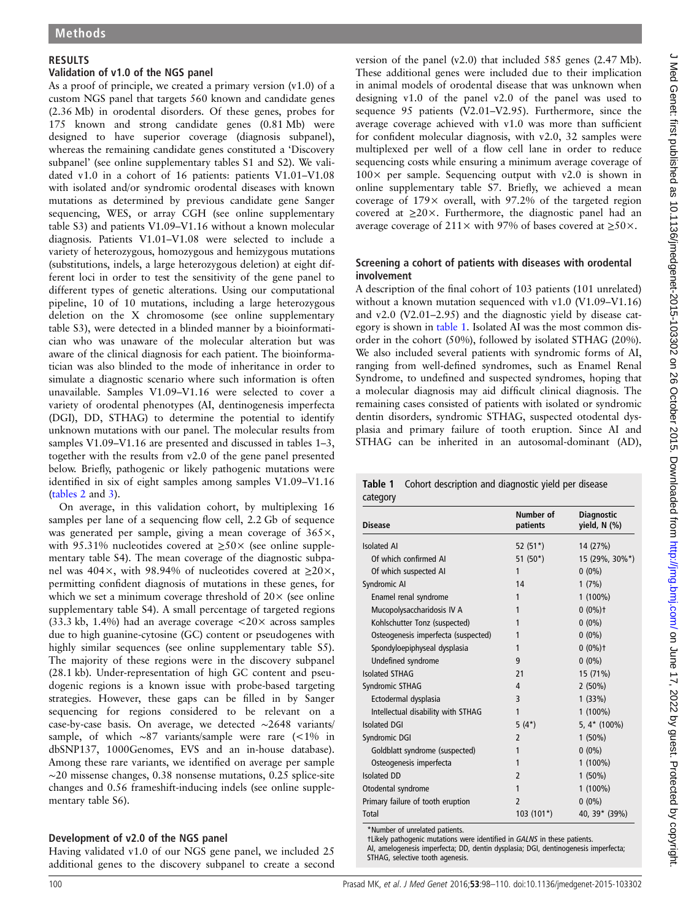## RESULTS

### Validation of v1.0 of the NGS panel

As a proof of principle, we created a primary version (v1.0) of a custom NGS panel that targets 560 known and candidate genes (2.36 Mb) in orodental disorders. Of these genes, probes for 175 known and strong candidate genes (0.81 Mb) were designed to have superior coverage (diagnosis subpanel), whereas the remaining candidate genes constituted a 'Discovery subpanel' (see online supplementary tables S1 and S2). We validated v1.0 in a cohort of 16 patients: patients V1.01–V1.08 with isolated and/or syndromic orodental diseases with known mutations as determined by previous candidate gene Sanger sequencing, WES, or array CGH (see online supplementary table S3) and patients V1.09–V1.16 without a known molecular diagnosis. Patients V1.01–V1.08 were selected to include a variety of heterozygous, homozygous and hemizygous mutations (substitutions, indels, a large heterozygous deletion) at eight different loci in order to test the sensitivity of the gene panel to different types of genetic alterations. Using our computational pipeline, 10 of 10 mutations, including a large heterozygous deletion on the X chromosome (see online supplementary table S3), were detected in a blinded manner by a bioinformatician who was unaware of the molecular alteration but was aware of the clinical diagnosis for each patient. The bioinformatician was also blinded to the mode of inheritance in order to simulate a diagnostic scenario where such information is often unavailable. Samples V1.09–V1.16 were selected to cover a variety of orodental phenotypes (AI, dentinogenesis imperfecta (DGI), DD, STHAG) to determine the potential to identify unknown mutations with our panel. The molecular results from samples V1.09–V1.16 are presented and discussed in tables 1–3, together with the results from v2.0 of the gene panel presented below. Briefly, pathogenic or likely pathogenic mutations were identified in six of eight samples among samples V1.09–V1.16 (tables 2 and 3).

On average, in this validation cohort, by multiplexing 16 samples per lane of a sequencing flow cell, 2.2 Gb of sequence was generated per sample, giving a mean coverage of 365×, with 95.31% nucleotides covered at ≥50× (see online supplementary table S4). The mean coverage of the diagnostic subpanel was 404×, with 98.94% of nucleotides covered at ≥20×, permitting confident diagnosis of mutations in these genes, for which we set a minimum coverage threshold of 20× (see online supplementary table S4). A small percentage of targeted regions (33.3 kb, 1.4%) had an average coverage <20× across samples due to high guanine-cytosine (GC) content or pseudogenes with highly similar sequences (see online supplementary table S5). The majority of these regions were in the discovery subpanel (28.1 kb). Under-representation of high GC content and pseudogenic regions is a known issue with probe-based targeting strategies. However, these gaps can be filled in by Sanger sequencing for regions considered to be relevant on a case-by-case basis. On average, we detected ~2648 variants/sample, of which ~87 variants/sample were rare (<1% in dbSNP137, 1000Genomes, EVS and an in-house database). Among these rare variants, we identified on average per sample ~20 missense changes, 0.38 nonsense mutations, 0.25 splice-site changes and 0.56 frameshift-inducing indels (see online supplementary table S6).

### Development of v2.0 of the NGS panel

Having validated v1.0 of our NGS gene panel, we included 25 additional genes to the discovery subpanel to create a second version of the panel (v2.0) that included 585 genes (2.47 Mb). These additional genes were included due to their implication in animal models of orodental disease that was unknown when designing v1.0 of the panel v2.0 of the panel was used to sequence 95 patients (V2.01–V2.95). Furthermore, since the average coverage achieved with v1.0 was more than sufficient for confident molecular diagnosis, with v2.0, 32 samples were multiplexed per well of a flow cell lane in order to reduce sequencing costs while ensuring a minimum average coverage of 100× per sample. Sequencing output with v2.0 is shown in online supplementary table S7. Briefly, we achieved a mean coverage of 179× overall, with 97.2% of the targeted region covered at ≥20×. Furthermore, the diagnostic panel had an average coverage of 211× with 97% of bases covered at ≥50×.

### Screening a cohort of patients with diseases with orodental involvement

A description of the final cohort of 103 patients (101 unrelated) without a known mutation sequenced with v1.0 (V1.09–V1.16) and v2.0 (V2.01–2.95) and the diagnostic yield by disease category is shown in table 1. Isolated AI was the most common disorder in the cohort (50%), followed by isolated STHAG (20%). We also included several patients with syndromic forms of AI, ranging from well-defined syndromes, such as Enamel Renal Syndrome, to undefined and suspected syndromes, hoping that a molecular diagnosis may aid difficult clinical diagnosis. The remaining cases consisted of patients with isolated or syndromic dentin disorders, syndromic STHAG, suspected otodental dysplasia and primary failure of tooth eruption. Since AI and STHAG can be inherited in an autosomal-dominant (AD),

**Table 1** Cohort description and diagnostic yield per disease category

| Disease | Number of patients | Diagnostic yield, N (%) |
|---|---|---|
| Isolated AI | 52 (51*) | 14 (27%) |
| Of which confirmed AI | 51 (50*) | 15 (29%, 30%*) |
| Of which suspected AI | 1 | 0 (0%) |
| Syndromic AI | 14 | 1 (7%) |
| Enamel renal syndrome | 1 | 1 (100%) |
| Mucopolysaccharidosis IV A | 1 | 0 (0%)† |
| Kohlschutter Tonz (suspected) | 1 | 0 (0%) |
| Osteogenesis imperfecta (suspected) | 1 | 0 (0%) |
| Spondyloepiphyseal dysplasia | 1 | 0 (0%)† |
| Undefined syndrome | 9 | 0 (0%) |
| Isolated STHAG | 21 | 15 (71%) |
| Syndromic STHAG | 4 | 2 (50%) |
| Ectodermal dysplasia | 3 | 1 (33%) |
| Intellectual disability with STHAG | 1 | 1 (100%) |
| Isolated DGI | 5 (4*) | 5, 4* (100%) |
| Syndromic DGI | 2 | 1 (50%) |
| Goldblatt syndrome (suspected) | 1 | 0 (0%) |
| Osteogenesis imperfecta | 1 | 1 (100%) |
| Isolated DD | 2 | 1 (50%) |
| Otodental syndrome | 1 | 1 (100%) |
| Primary failure of tooth eruption | 2 | 0 (0%) |
| Total | 103 (101*) | 40, 39* (39%) |

*Number of unrelated patients.
†Likely pathogenic mutations were identified in *GALNS* in these patients.
AI, amelogenesis imperfecta; DD, dentin dysplasia; DGI, dentinogenesis imperfecta; STHAG, selective tooth agenesis.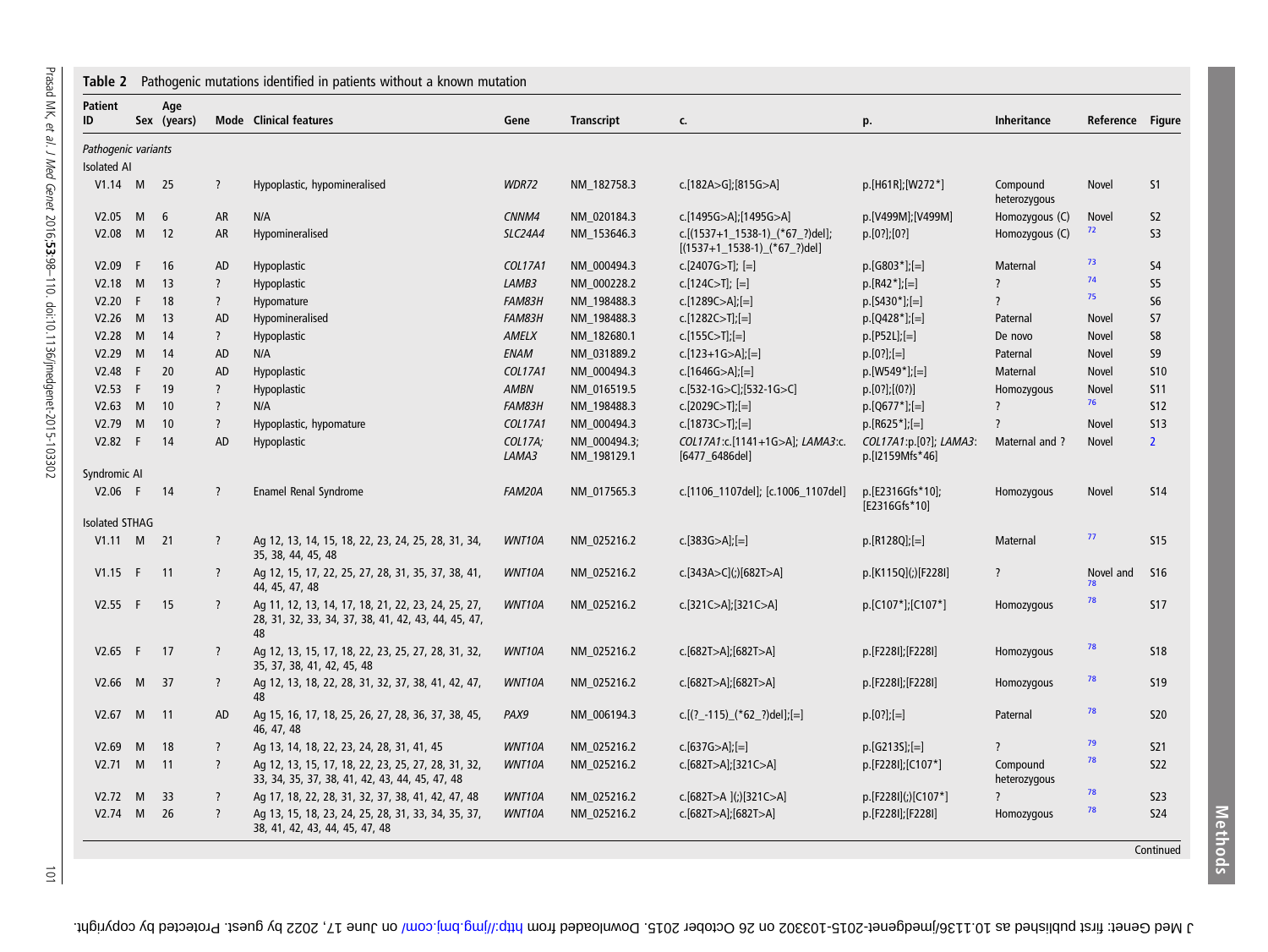**Table 2** Pathogenic mutations identified in patients without a known mutation

| Patient ID | Sex | Age (years) | Mode | Clinical features | Gene | Transcript | c. | p. | Inheritance | Reference | Figure |
|---|---|---|---|---|---|---|---|---|---|---|---|
| *Pathogenic variants* | | | | | | | | | | | |
| Isolated AI | | | | | | | | | | | |
| V1.14 | M | 25 | ? | Hypoplastic, hypomineralised | *WDR72* | NM_182758.3 | c.[182A>G];[815G>A] | p.[H61R];[W272*] | Compound heterozygous | Novel | S1 |
| V2.05 | M | 6 | AR | N/A | *CNNM4* | NM_020184.3 | c.[1495G>A];[1495G>A] | p.[V499M];[V499M] | Homozygous (C) | Novel | S2 |
| V2.08 | M | 12 | AR | Hypomineralised | *SLC24A4* | NM_153646.3 | c.[(1537+1_1538-1)_(*67_?)del]; [(1537+1_1538-1)_(*67_?)del] | p.[0?];[0?] | Homozygous (C) | 72 | S3 |
| V2.09 | F | 16 | AD | Hypoplastic | *COL17A1* | NM_000494.3 | c.[2407G>T]; [=] | p.[G803*];[=] | Maternal | 73 | S4 |
| V2.18 | M | 13 | ? | Hypoplastic | *LAMB3* | NM_000228.2 | c.[124C>T]; [=] | p.[R42*];[=] | ? | 74 | S5 |
| V2.20 | F | 18 | ? | Hypomature | *FAM83H* | NM_198488.3 | c.[1289C>A];[=] | p.[S430*];[=] | ? | 75 | S6 |
| V2.26 | M | 13 | AD | Hypomineralised | *FAM83H* | NM_198488.3 | c.[1282C>T];[=] | p.[Q428*];[=] | Paternal | Novel | S7 |
| V2.28 | M | 14 | ? | Hypoplastic | *AMELX* | NM_182680.1 | c.[155C>T];[=] | p.[P52L];[=] | De novo | Novel | S8 |
| V2.29 | M | 14 | AD | N/A | *ENAM* | NM_031889.2 | c.[123+1G>A];[=] | p.[0?];[=] | Paternal | Novel | S9 |
| V2.48 | F | 20 | AD | Hypoplastic | *COL17A1* | NM_000494.3 | c.[1646G>A];[=] | p.[W549*];[=] | Maternal | Novel | S10 |
| V2.53 | F | 19 | ? | Hypoplastic | *AMBN* | NM_016519.5 | c.[532-1G>C];[532-1G>C] | p.[0?];[(0?)] | Homozygous | Novel | S11 |
| V2.63 | M | 10 | ? | N/A | *FAM83H* | NM_198488.3 | c.[2029C>T];[=] | p.[Q677*];[=] | ? | 76 | S12 |
| V2.79 | M | 10 | ? | Hypoplastic, hypomature | *COL17A1* | NM_000494.3 | c.[1873C>T];[=] | p.[R625*];[=] | ? | Novel | S13 |
| V2.82 | F | 14 | AD | Hypoplastic | *COL17A; LAMA3* | NM_000494.3; NM_198129.1 | *COL17A1*:c.[1141+1G>A]; *LAMA3*:c.[6477_6486del] | *COL17A1*:p.[0?]; *LAMA3*: p.[I2159Mfs*46] | Maternal and ? | Novel | 2 |
| Syndromic AI | | | | | | | | | | | |
| V2.06 | F | 14 | ? | Enamel Renal Syndrome | *FAM20A* | NM_017565.3 | c.[1106_1107del]; [c.1006_1107del] | p.[E2316Gfs*10]; [E2316Gfs*10] | Homozygous | Novel | S14 |
| Isolated STHAG | | | | | | | | | | | |
| V1.11 | M | 21 | ? | Ag 12, 13, 14, 15, 18, 22, 23, 24, 25, 28, 31, 34, 35, 38, 44, 45, 48 | *WNT10A* | NM_025216.2 | c.[383G>A];[=] | p.[R128Q];[=] | Maternal | 77 | S15 |
| V1.15 | F | 11 | ? | Ag 12, 15, 17, 22, 25, 27, 28, 31, 35, 37, 38, 41, 44, 45, 47, 48 | *WNT10A* | NM_025216.2 | c.[343A>C](;)[682T>A] | p.[K115Q](;)[F228I] | ? | Novel and 78 | S16 |
| V2.55 | F | 15 | ? | Ag 11, 12, 13, 14, 17, 18, 21, 22, 23, 24, 25, 27, 28, 31, 32, 33, 34, 37, 38, 41, 42, 43, 44, 45, 47, 48 | *WNT10A* | NM_025216.2 | c.[321C>A];[321C>A] | p.[C107*];[C107*] | Homozygous | 78 | S17 |
| V2.65 | F | 17 | ? | Ag 12, 13, 15, 17, 18, 22, 23, 25, 27, 28, 31, 32, 35, 37, 38, 41, 42, 45, 48 | *WNT10A* | NM_025216.2 | c.[682T>A];[682T>A] | p.[F228I];[F228I] | Homozygous | 78 | S18 |
| V2.66 | M | 37 | ? | Ag 12, 13, 18, 22, 28, 31, 32, 37, 38, 41, 42, 47, 48 | *WNT10A* | NM_025216.2 | c.[682T>A];[682T>A] | p.[F228I];[F228I] | Homozygous | 78 | S19 |
| V2.67 | M | 11 | AD | Ag 15, 16, 17, 18, 25, 26, 27, 28, 36, 37, 38, 45, 46, 47, 48 | *PAX9* | NM_006194.3 | c.[(?_-115)_(*62_?)del];[=] | p.[0?];[=] | Paternal | 78 | S20 |
| V2.69 | M | 18 | ? | Ag 13, 14, 18, 22, 23, 24, 28, 31, 41, 45 | *WNT10A* | NM_025216.2 | c.[637G>A];[=] | p.[G213S];[=] | ? | 79 | S21 |
| V2.71 | M | 11 | ? | Ag 12, 13, 15, 17, 18, 22, 23, 25, 27, 28, 31, 32, 33, 34, 35, 37, 38, 41, 42, 43, 44, 45, 47, 48 | *WNT10A* | NM_025216.2 | c.[682T>A];[321C>A] | p.[F228I];[C107*] | Compound heterozygous | 78 | S22 |
| V2.72 | M | 33 | ? | Ag 17, 18, 22, 28, 31, 32, 37, 38, 41, 42, 47, 48 | *WNT10A* | NM_025216.2 | c.[682T>A ](;)[321C>A] | p.[F228I](;)[C107*] | ? | 78 | S23 |
| V2.74 | M | 26 | ? | Ag 13, 15, 18, 23, 24, 25, 28, 31, 33, 34, 35, 37, 38, 41, 42, 43, 44, 45, 47, 48 | *WNT10A* | NM_025216.2 | c.[682T>A];[682T>A] | p.[F228I];[F228I] | Homozygous | 78 | S24 |

Continued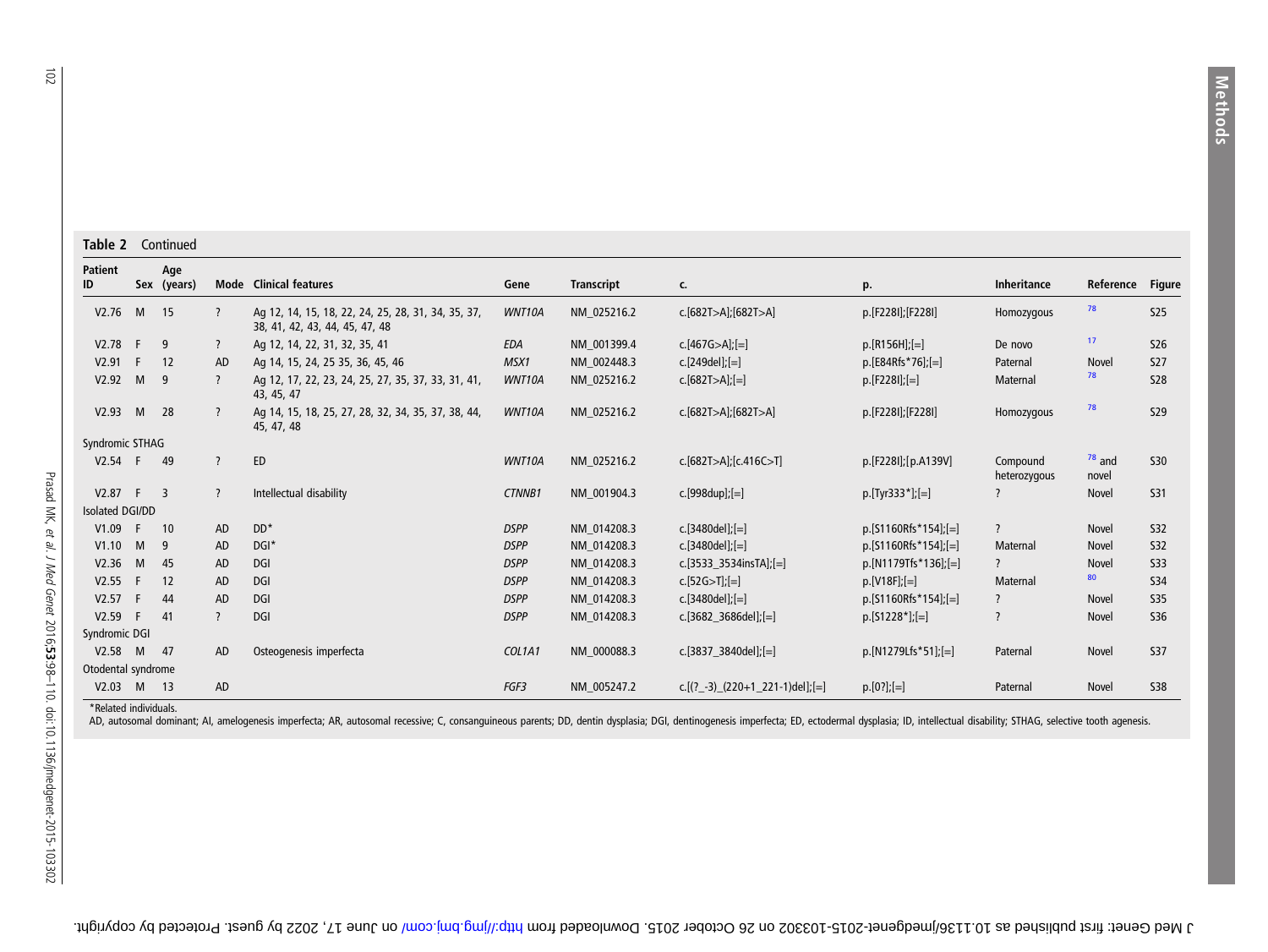**Table 2** Continued

| Patient ID | Sex | Age (years) | Mode | Clinical features | Gene | Transcript | c. | p. | Inheritance | Reference | Figure |
|---|---|---|---|---|---|---|---|---|---|---|---|
| V2.76 | M | 15 | ? | Ag 12, 14, 15, 18, 22, 24, 25, 28, 31, 34, 35, 37, 38, 41, 42, 43, 44, 45, 47, 48 | *WNT10A* | NM_025216.2 | c.[682T>A];[682T>A] | p.[F228I];[F228I] | Homozygous | [78] | S25 |
| V2.78 | F | 9 | ? | Ag 12, 14, 22, 31, 32, 35, 41 | *EDA* | NM_001399.4 | c.[467G>A];[=] | p.[R156H];[=] | De novo | [17] | S26 |
| V2.91 | F | 12 | AD | Ag 14, 15, 24, 25 35, 36, 45, 46 | *MSX1* | NM_002448.3 | c.[249del];[=] | p.[E84Rfs*76];[=] | Paternal | Novel | S27 |
| V2.92 | M | 9 | ? | Ag 12, 17, 22, 23, 24, 25, 27, 35, 37, 33, 31, 41, 43, 45, 47 | *WNT10A* | NM_025216.2 | c.[682T>A];[=] | p.[F228I];[=] | Maternal | [78] | S28 |
| V2.93 | M | 28 | ? | Ag 14, 15, 18, 25, 27, 28, 32, 34, 35, 37, 38, 44, 45, 47, 48 | *WNT10A* | NM_025216.2 | c.[682T>A];[682T>A] | p.[F228I];[F228I] | Homozygous | [78] | S29 |
| Syndromic STHAG | | | | | | | | | | | |
| V2.54 | F | 49 | ? | ED | *WNT10A* | NM_025216.2 | c.[682T>A];[c.416C>T] | p.[F228I];[p.A139V] | Compound heterozygous | [78] and novel | S30 |
| V2.87 | F | 3 | ? | Intellectual disability | *CTNNB1* | NM_001904.3 | c.[998dup];[=] | p.[Tyr333*];[=] | ? | Novel | S31 |
| Isolated DGI/DD | | | | | | | | | | | |
| V1.09 | F | 10 | AD | DD* | *DSPP* | NM_014208.3 | c.[3480del];[=] | p.[S1160Rfs*154];[=] | ? | Novel | S32 |
| V1.10 | M | 9 | AD | DGI* | *DSPP* | NM_014208.3 | c.[3480del];[=] | p.[S1160Rfs*154];[=] | Maternal | Novel | S32 |
| V2.36 | M | 45 | AD | DGI | *DSPP* | NM_014208.3 | c.[3533_3534insTA];[=] | p.[N1179Tfs*136];[=] | ? | Novel | S33 |
| V2.55 | F | 12 | AD | DGI | *DSPP* | NM_014208.3 | c.[52G>T];[=] | p.[V18F];[=] | Maternal | [80] | S34 |
| V2.57 | F | 44 | AD | DGI | *DSPP* | NM_014208.3 | c.[3480del];[=] | p.[S1160Rfs*154];[=] | ? | Novel | S35 |
| V2.59 | F | 41 | ? | DGI | *DSPP* | NM_014208.3 | c.[3682_3686del];[=] | p.[S1228*];[=] | ? | Novel | S36 |
| Syndromic DGI | | | | | | | | | | | |
| V2.58 | M | 47 | AD | Osteogenesis imperfecta | *COL1A1* | NM_000088.3 | c.[3837_3840del];[=] | p.[N1279Lfs*51];[=] | Paternal | Novel | S37 |
| Otodental syndrome | | | | | | | | | | | |
| V2.03 | M | 13 | AD | | *FGF3* | NM_005247.2 | c.[(?_-3)_(220+1_221-1)del];[=] | p.[0?];[=] | Paternal | Novel | S38 |

*Related individuals.

AD, autosomal dominant; AI, amelogenesis imperfecta; AR, autosomal recessive; C, consanguineous parents; DD, dentin dysplasia; DGI, dentinogenesis imperfecta; ED, ectodermal dysplasia; ID, intellectual disability; STHAG, selective tooth agenesis.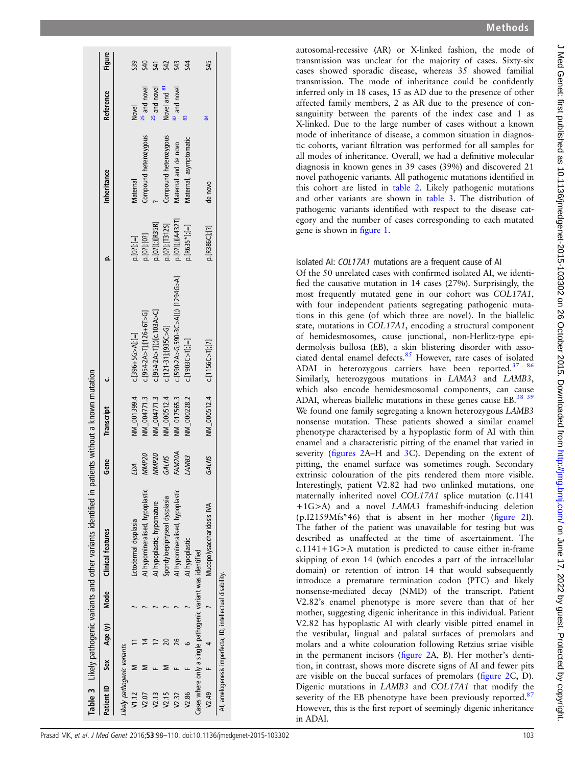**Table 3** Likely pathogenic variants and other variants identified in patients without a known mutation

| Patient ID | Sex | Age (y) | Mode | Clinical features | Gene | Transcript | c. | p. | Inheritance | Reference | Figure |
|---|---|---|---|---|---|---|---|---|---|---|---|
| *Likely pathogenic variants* | | | | | | | | | | | |
| V1.12 | M | 11 | ? | Ectodermal dysplasia | *EDA* | NM_001399.4 | c.[396+5G>A];[=] | p.[0?];[=] | Maternal | Novel | S39 |
| V2.07 | M | 14 | ? | AI hypomineralised, hypoplastic | *MMP20* | NM_004771.3 | c.[954-2A>T];[126+6T>G] | p.[0?];[0?] | Compound heterozygous | [25] and novel | S40 |
| V2.13 | F | 17 | ? | AI hypoplastic, hypomature | *MMP20* | NM_004771.3 | c.[954-2A>T](;)[c.103A>C] | p.[0?](;)[R35R] | ? | [25] and novel | S41 |
| V2.15 | M | 20 | ? | Spondyloepiphyseal dysplasia | *GALNS* | NM_000512.4 | c.[121-31];[935C>G] | p.[0?];[T312S] | Compound heterozygous | Novel and [81] | S42 |
| V2.32 | F | 26 | ? | AI hypomineralised, hypoplastic | *FAM20A* | NM_017565.3 | c.[590-2A>G;590-3C>A](;) [1294G>A] | p.[0?](;)[A432T] | Maternal and de novo | [82] and novel | S43 |
| V2.86 | F | 6 | ? | AI hypoplastic | *LAMB3* | NM_000228.2 | c.[1903C>T];[=] | p.[R635*];[=] | Maternal, asymptomatic | [83] | S44 |
| *Cases where only a single pathogenic variant was identified* | | | | | | | | | | | |
| V2.49 | F | 4 | ? | Mucopolysaccharidosis IVA | *GALNS* | NM_000512.4 | c.[1156C>T];[?] | p.[R386C];[?] | de novo | [84] | S45 |

AI, amelogenesis imperfecta; ID, intellectual disability.

autosomal-recessive (AR) or X-linked fashion, the mode of transmission was unclear for the majority of cases. Sixty-six cases showed sporadic disease, whereas 35 showed familial transmission. The mode of inheritance could be confidently inferred only in 18 cases, 15 as AD due to the presence of other affected family members, 2 as AR due to the presence of consanguinity between the parents of the index case and 1 as X-linked. Due to the large number of cases without a known mode of inheritance of disease, a common situation in diagnostic cohorts, variant filtration was performed for all samples for all modes of inheritance. Overall, we had a definitive molecular diagnosis in known genes in 39 cases (39%) and discovered 21 novel pathogenic variants. All pathogenic mutations identified in this cohort are listed in table 2. Likely pathogenic mutations and other variants are shown in table 3. The distribution of pathogenic variants identified with respect to the disease category and the number of cases corresponding to each mutated gene is shown in figure 1.

### Isolated AI: *COL17A1* mutations are a frequent cause of AI

Of the 50 unrelated cases with confirmed isolated AI, we identified the causative mutation in 14 cases (27%). Surprisingly, the most frequently mutated gene in our cohort was *COL17A1*, with four independent patients segregating pathogenic mutations in this gene (of which three are novel). In the biallelic state, mutations in *COL17A1*, encoding a structural component of hemidesmosomes, cause junctional, non-Herlitz-type epidermolysis bullosa (EB), a skin blistering disorder with associated dental enamel defects.[85] However, rare cases of isolated ADAI in heterozygous carriers have been reported.[37 86] Similarly, heterozygous mutations in *LAMA3* and *LAMB3*, which also encode hemidesmosomal components, can cause ADAI, whereas biallelic mutations in these genes cause EB.[38 39] We found one family segregating a known heterozygous *LAMB3* nonsense mutation. These patients showed a similar enamel phenotype characterised by a hypoplastic form of AI with thin enamel and a characteristic pitting of the enamel that varied in severity (figures 2A–H and 3C). Depending on the extent of pitting, the enamel surface was sometimes rough. Secondary extrinsic colouration of the pits rendered them more visible. Interestingly, patient V2.82 had two unlinked mutations, one maternally inherited novel *COL17A1* splice mutation (c.1141+1G>A) and a novel *LAMA3* frameshift-inducing deletion (p.I2159Mfs*46) that is absent in her mother (figure 2I). The father of the patient was unavailable for testing but was described as unaffected at the time of ascertainment. The c.1141+1G>A mutation is predicted to cause either in-frame skipping of exon 14 (which encodes a part of the intracellular domain) or retention of intron 14 that would subsequently introduce a premature termination codon (PTC) and likely nonsense-mediated decay (NMD) of the transcript. Patient V2.82's enamel phenotype is more severe than that of her mother, suggesting digenic inheritance in this individual. Patient V2.82 has hypoplastic AI with clearly visible pitted enamel in the vestibular, lingual and palatal surfaces of premolars and molars and a white colouration following Retzius striae visible in the permanent incisors (figure 2A, B). Her mother's dentition, in contrast, shows more discrete signs of AI and fewer pits are visible on the buccal surfaces of premolars (figure 2C, D). Digenic mutations in *LAMB3* and *COL17A1* that modify the severity of the EB phenotype have been previously reported.[87] However, this is the first report of seemingly digenic inheritance in ADAI.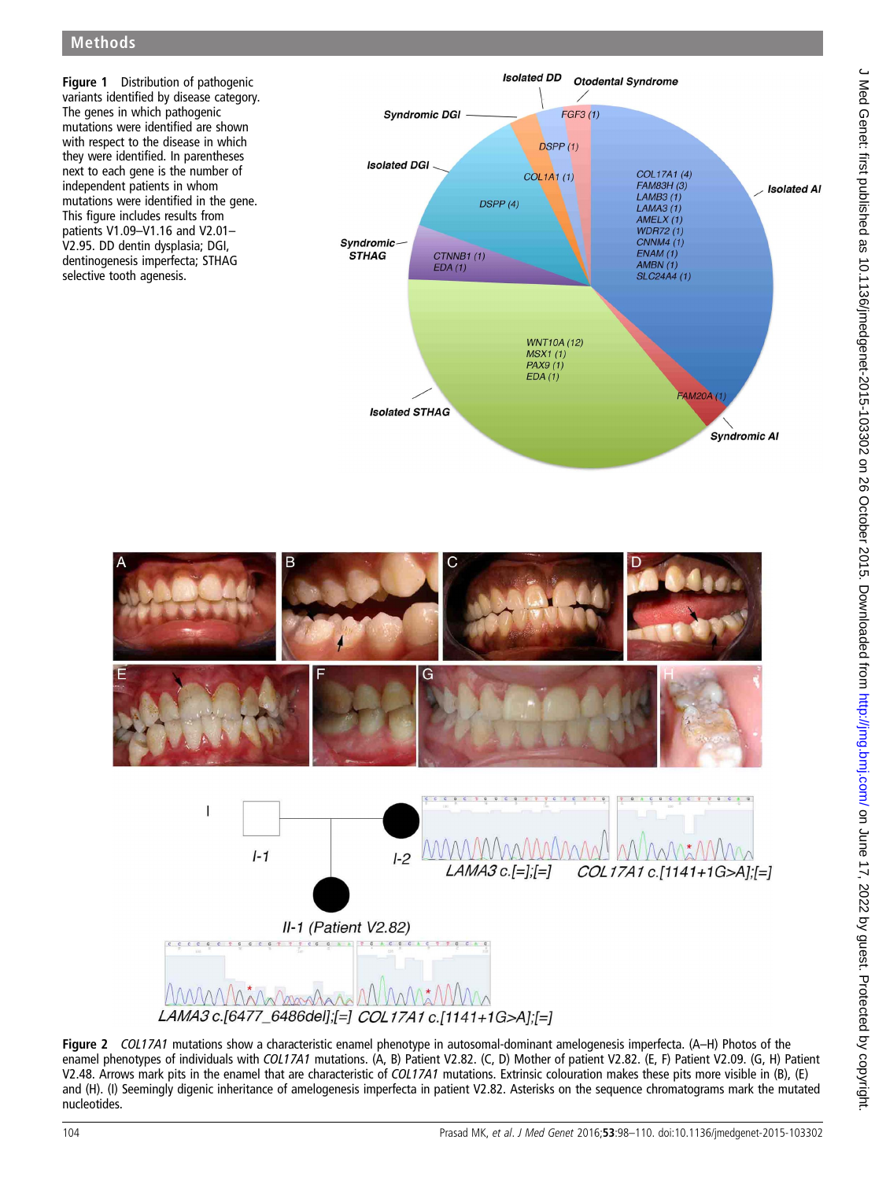## Methods

**Figure 1** Distribution of pathogenic variants identified by disease category. The genes in which pathogenic mutations were identified are shown with respect to the disease in which they were identified. In parentheses next to each gene is the number of independent patients in whom mutations were identified in the gene. This figure includes results from patients V1.09–V1.16 and V2.01–V2.95. DD dentin dysplasia; DGI, dentinogenesis imperfecta; STHAG selective tooth agenesis.

**Figure 2** *COL17A1* mutations show a characteristic enamel phenotype in autosomal-dominant amelogenesis imperfecta. (A–H) Photos of the enamel phenotypes of individuals with *COL17A1* mutations. (A, B) Patient V2.82. (C, D) Mother of patient V2.82. (E, F) Patient V2.09. (G, H) Patient V2.48. Arrows mark pits in the enamel that are characteristic of *COL17A1* mutations. Extrinsic colouration makes these pits more visible in (B), (E) and (H). (I) Seemingly digenic inheritance of amelogenesis imperfecta in patient V2.82. Asterisks on the sequence chromatograms mark the mutated nucleotides.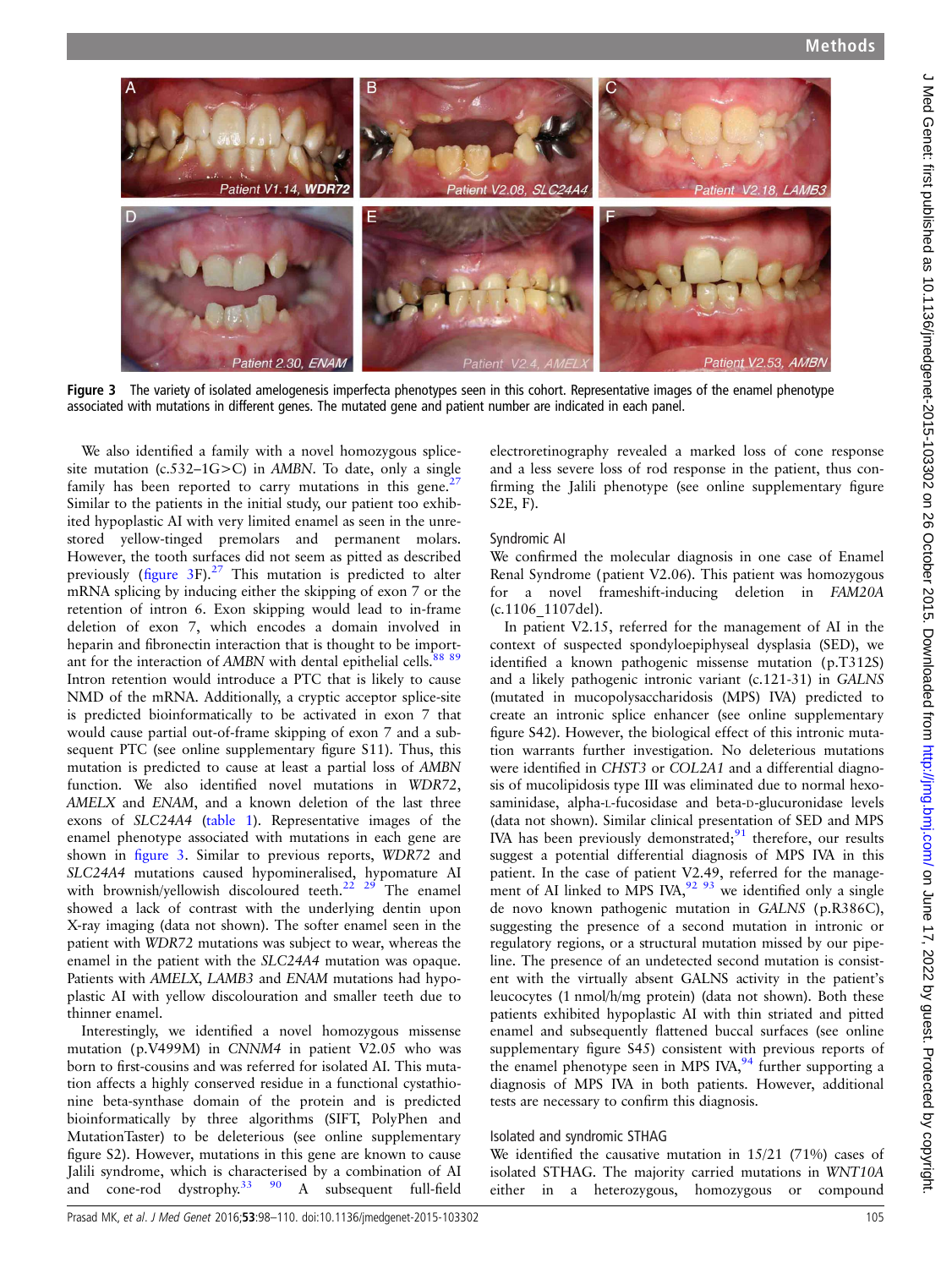Figure 3 The variety of isolated amelogenesis imperfecta phenotypes seen in this cohort. Representative images of the enamel phenotype associated with mutations in different genes. The mutated gene and patient number are indicated in each panel.

We also identified a family with a novel homozygous splice-site mutation (c.532–1G>C) in *AMBN*. To date, only a single family has been reported to carry mutations in this gene.[27] Similar to the patients in the initial study, our patient too exhibited hypoplastic AI with very limited enamel as seen in the unrestored yellow-tinged premolars and permanent molars. However, the tooth surfaces did not seem as pitted as described previously (figure 3F).[27] This mutation is predicted to alter mRNA splicing by inducing either the skipping of exon 7 or the retention of intron 6. Exon skipping would lead to in-frame deletion of exon 7, which encodes a domain involved in heparin and fibronectin interaction that is thought to be important for the interaction of *AMBN* with dental epithelial cells.[88 89] Intron retention would introduce a PTC that is likely to cause NMD of the mRNA. Additionally, a cryptic acceptor splice-site is predicted bioinformatically to be activated in exon 7 that would cause partial out-of-frame skipping of exon 7 and a subsequent PTC (see online supplementary figure S11). Thus, this mutation is predicted to cause at least a partial loss of *AMBN* function. We also identified novel mutations in *WDR72*, *AMELX* and *ENAM*, and a known deletion of the last three exons of *SLC24A4* (table 1). Representative images of the enamel phenotype associated with mutations in each gene are shown in figure 3. Similar to previous reports, *WDR72* and *SLC24A4* mutations caused hypomineralised, hypomature AI with brownish/yellowish discoloured teeth.[22 29] The enamel showed a lack of contrast with the underlying dentin upon X-ray imaging (data not shown). The softer enamel seen in the patient with *WDR72* mutations was subject to wear, whereas the enamel in the patient with the *SLC24A4* mutation was opaque. Patients with *AMELX*, *LAMB3* and *ENAM* mutations had hypoplastic AI with yellow discolouration and smaller teeth due to thinner enamel.

Interestingly, we identified a novel homozygous missense mutation (p.V499M) in *CNNM4* in patient V2.05 who was born to first-cousins and was referred for isolated AI. This mutation affects a highly conserved residue in a functional cystathionine beta-synthase domain of the protein and is predicted bioinformatically by three algorithms (SIFT, PolyPhen and MutationTaster) to be deleterious (see online supplementary figure S2). However, mutations in this gene are known to cause Jalili syndrome, which is characterised by a combination of AI and cone-rod dystrophy.[33 90] A subsequent full-field electroretinography revealed a marked loss of cone response and a less severe loss of rod response in the patient, thus confirming the Jalili phenotype (see online supplementary figure S2E, F).

### Syndromic AI

We confirmed the molecular diagnosis in one case of Enamel Renal Syndrome (patient V2.06). This patient was homozygous for a novel frameshift-inducing deletion in *FAM20A* (c.1106_1107del).

In patient V2.15, referred for the management of AI in the context of suspected spondyloepiphyseal dysplasia (SED), we identified a known pathogenic missense mutation (p.T312S) and a likely pathogenic intronic variant (c.121-31) in *GALNS* (mutated in mucopolysaccharidosis (MPS) IVA) predicted to create an intronic splice enhancer (see online supplementary figure S42). However, the biological effect of this intronic mutation warrants further investigation. No deleterious mutations were identified in *CHST3* or *COL2A1* and a differential diagnosis of mucolipidosis type III was eliminated due to normal hexosaminidase, alpha-L-fucosidase and beta-D-glucuronidase levels (data not shown). Similar clinical presentation of SED and MPS IVA has been previously demonstrated;[91] therefore, our results suggest a potential differential diagnosis of MPS IVA in this patient. In the case of patient V2.49, referred for the management of AI linked to MPS IVA,[92 93] we identified only a single de novo known pathogenic mutation in *GALNS* (p.R386C), suggesting the presence of a second mutation in intronic or regulatory regions, or a structural mutation missed by our pipeline. The presence of an undetected second mutation is consistent with the virtually absent GALNS activity in the patient's leucocytes (1 nmol/h/mg protein) (data not shown). Both these patients exhibited hypoplastic AI with thin striated and pitted enamel and subsequently flattened buccal surfaces (see online supplementary figure S45) consistent with previous reports of the enamel phenotype seen in MPS IVA,[94] further supporting a diagnosis of MPS IVA in both patients. However, additional tests are necessary to confirm this diagnosis.

### Isolated and syndromic STHAG

We identified the causative mutation in 15/21 (71%) cases of isolated STHAG. The majority carried mutations in *WNT10A* either in a heterozygous, homozygous or compound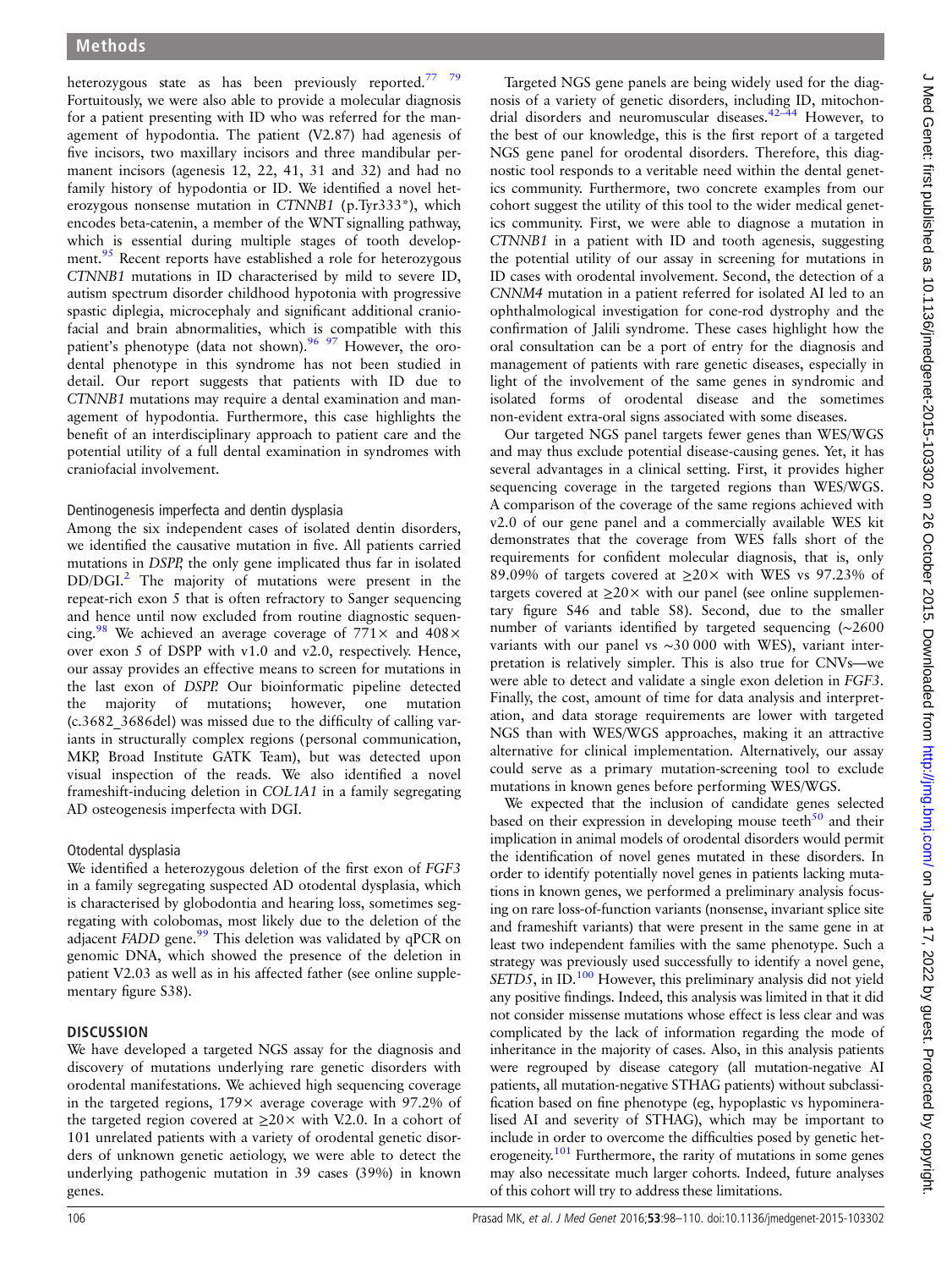heterozygous state as has been previously reported.[77 79] Fortuitously, we were also able to provide a molecular diagnosis for a patient presenting with ID who was referred for the management of hypodontia. The patient (V2.87) had agenesis of five incisors, two maxillary incisors and three mandibular permanent incisors (agenesis 12, 22, 41, 31 and 32) and had no family history of hypodontia or ID. We identified a novel heterozygous nonsense mutation in *CTNNB1* (p.Tyr333*), which encodes beta-catenin, a member of the WNT signalling pathway, which is essential during multiple stages of tooth development.[95] Recent reports have established a role for heterozygous *CTNNB1* mutations in ID characterised by mild to severe ID, autism spectrum disorder childhood hypotonia with progressive spastic diplegia, microcephaly and significant additional craniofacial and brain abnormalities, which is compatible with this patient's phenotype (data not shown).[96 97] However, the orodental phenotype in this syndrome has not been studied in detail. Our report suggests that patients with ID due to *CTNNB1* mutations may require a dental examination and management of hypodontia. Furthermore, this case highlights the benefit of an interdisciplinary approach to patient care and the potential utility of a full dental examination in syndromes with craniofacial involvement.

### Dentinogenesis imperfecta and dentin dysplasia

Among the six independent cases of isolated dentin disorders, we identified the causative mutation in five. All patients carried mutations in *DSPP*, the only gene implicated thus far in isolated DD/DGI.[2] The majority of mutations were present in the repeat-rich exon 5 that is often refractory to Sanger sequencing and hence until now excluded from routine diagnostic sequencing.[98] We achieved an average coverage of 771× and 408× over exon 5 of DSPP with v1.0 and v2.0, respectively. Hence, our assay provides an effective means to screen for mutations in the last exon of *DSPP*. Our bioinformatic pipeline detected the majority of mutations; however, one mutation (c.3682_3686del) was missed due to the difficulty of calling variants in structurally complex regions (personal communication, MKP, Broad Institute GATK Team), but was detected upon visual inspection of the reads. We also identified a novel frameshift-inducing deletion in *COL1A1* in a family segregating AD osteogenesis imperfecta with DGI.

### Otodental dysplasia

We identified a heterozygous deletion of the first exon of *FGF3* in a family segregating suspected AD otodental dysplasia, which is characterised by globodontia and hearing loss, sometimes segregating with colobomas, most likely due to the deletion of the adjacent *FADD* gene.[99] This deletion was validated by qPCR on genomic DNA, which showed the presence of the deletion in patient V2.03 as well as in his affected father (see online supplementary figure S38).

## DISCUSSION

We have developed a targeted NGS assay for the diagnosis and discovery of mutations underlying rare genetic disorders with orodental manifestations. We achieved high sequencing coverage in the targeted regions, 179× average coverage with 97.2% of the targeted region covered at ≥20× with V.2.0. In a cohort of 101 unrelated patients with a variety of orodental genetic disorders of unknown genetic aetiology, we were able to detect the underlying pathogenic mutation in 39 cases (39%) in known genes.

Targeted NGS gene panels are being widely used for the diagnosis of a variety of genetic disorders, including ID, mitochondrial disorders and neuromuscular diseases.[42–44] However, to the best of our knowledge, this is the first report of a targeted NGS gene panel for orodental disorders. Therefore, this diagnostic tool responds to a veritable need within the dental genetics community. Furthermore, two concrete examples from our cohort suggest the utility of this tool to the wider medical genetics community. First, we were able to diagnose a mutation in *CTNNB1* in a patient with ID and tooth agenesis, suggesting the potential utility of our assay in screening for mutations in ID cases with orodental involvement. Second, the detection of a *CNNM4* mutation in a patient referred for isolated AI led to an ophthalmological investigation for cone-rod dystrophy and the confirmation of Jalili syndrome. These cases highlight how the oral consultation can be a port of entry for the diagnosis and management of patients with rare genetic diseases, especially in light of the involvement of the same genes in syndromic and isolated forms of orodental disease and the sometimes non-evident extra-oral signs associated with some diseases.

Our targeted NGS panel targets fewer genes than WES/WGS and may thus exclude potential disease-causing genes. Yet, it has several advantages in a clinical setting. First, it provides higher sequencing coverage in the targeted regions than WES/WGS. A comparison of the coverage of the same regions achieved with v2.0 of our gene panel and a commercially available WES kit demonstrates that the coverage from WES falls short of the requirements for confident molecular diagnosis, that is, only 89.09% of targets covered at ≥20× with WES vs 97.23% of targets covered at ≥20× with our panel (see online supplementary figure S46 and table S8). Second, due to the smaller number of variants identified by targeted sequencing (~2600 variants with our panel vs ~30 000 with WES), variant interpretation is relatively simpler. This is also true for CNVs—we were able to detect and validate a single exon deletion in *FGF3*. Finally, the cost, amount of time for data analysis and interpretation, and data storage requirements are lower with targeted NGS than with WES/WGS approaches, making it an attractive alternative for clinical implementation. Alternatively, our assay could serve as a primary mutation-screening tool to exclude mutations in known genes before performing WES/WGS.

We expected that the inclusion of candidate genes selected based on their expression in developing mouse teeth[50] and their implication in animal models of orodental disorders would permit the identification of novel genes mutated in these disorders. In order to identify potentially novel genes in patients lacking mutations in known genes, we performed a preliminary analysis focusing on rare loss-of-function variants (nonsense, invariant splice site and frameshift variants) that were present in the same gene in at least two independent families with the same phenotype. Such a strategy was previously used successfully to identify a novel gene, *SETD5*, in ID.[100] However, this preliminary analysis did not yield any positive findings. Indeed, this analysis was limited in that it did not consider missense mutations whose effect is less clear and was complicated by the lack of information regarding the mode of inheritance in the majority of cases. Also, in this analysis patients were regrouped by disease category (all mutation-negative AI patients, all mutation-negative STHAG patients) without subclassification based on fine phenotype (eg, hypoplastic vs hypomineralised AI and severity of STHAG), which may be important to include in order to overcome the difficulties posed by genetic heterogeneity.[101] Furthermore, the rarity of mutations in some genes may also necessitate much larger cohorts. Indeed, future analyses of this cohort will try to address these limitations.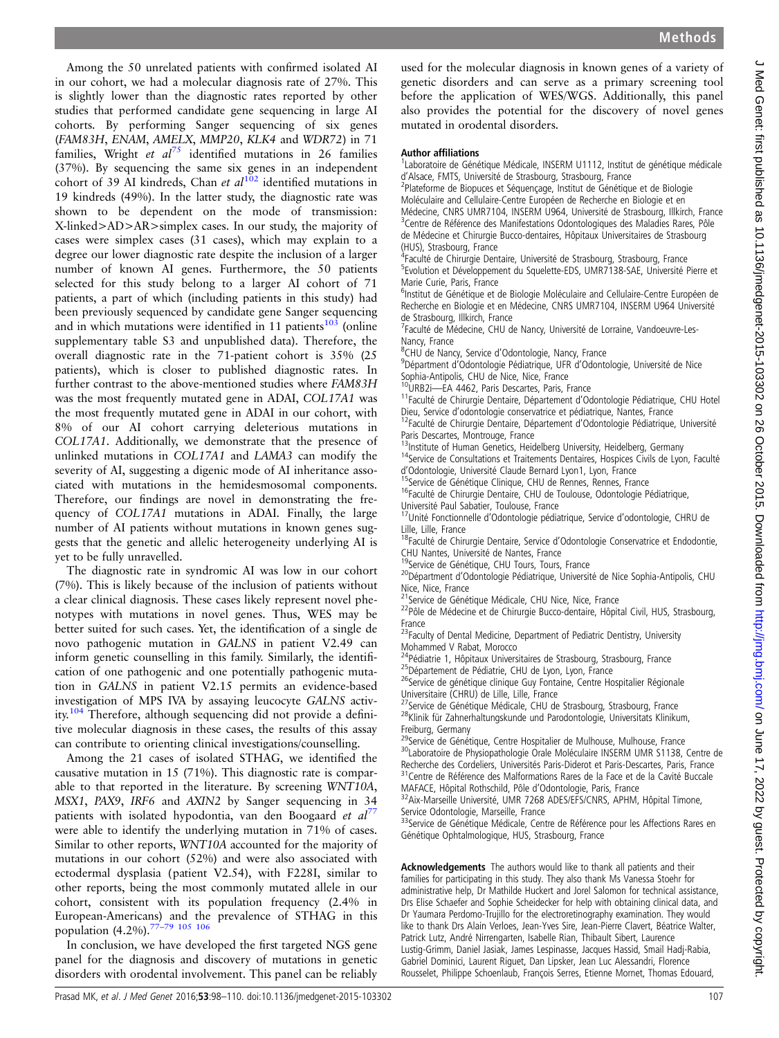Among the 50 unrelated patients with confirmed isolated AI in our cohort, we had a molecular diagnosis rate of 27%. This is slightly lower than the diagnostic rates reported by other studies that performed candidate gene sequencing in large AI cohorts. By performing Sanger sequencing of six genes (*FAM83H*, *ENAM*, *AMELX*, *MMP20*, *KLK4* and *WDR72*) in 71 families, Wright *et al*[75] identified mutations in 26 families (37%). By sequencing the same six genes in an independent cohort of 39 AI kindreds, Chan *et al*[102] identified mutations in 19 kindreds (49%). In the latter study, the diagnostic rate was shown to be dependent on the mode of transmission: X-linked>AD>AR>simplex cases. In our study, the majority of cases were simplex cases (31 cases), which may explain to a degree our lower diagnostic rate despite the inclusion of a larger number of known AI genes. Furthermore, the 50 patients selected for this study belong to a larger AI cohort of 71 patients, a part of which (including patients in this study) had been previously sequenced by candidate gene Sanger sequencing and in which mutations were identified in 11 patients[103] (online supplementary table S3 and unpublished data). Therefore, the overall diagnostic rate in the 71-patient cohort is 35% (25 patients), which is closer to published diagnostic rates. In further contrast to the above-mentioned studies where *FAM83H* was the most frequently mutated gene in ADAI, *COL17A1* was the most frequently mutated gene in ADAI in our cohort, with 8% of our AI cohort carrying deleterious mutations in *COL17A1*. Additionally, we demonstrate that the presence of unlinked mutations in *COL17A1* and *LAMA3* can modify the severity of AI, suggesting a digenic mode of AI inheritance associated with mutations in the hemidesmosomal components. Therefore, our findings are novel in demonstrating the frequency of *COL17A1* mutations in ADAI. Finally, the large number of AI patients without mutations in known genes suggests that the genetic and allelic heterogeneity underlying AI is yet to be fully unravelled.

The diagnostic rate in syndromic AI was low in our cohort (7%). This is likely because of the inclusion of patients without a clear clinical diagnosis. These cases likely represent novel phenotypes with mutations in novel genes. Thus, WES may be better suited for such cases. Yet, the identification of a single de novo pathogenic mutation in *GALNS* in patient V2.49 can inform genetic counselling in this family. Similarly, the identification of one pathogenic and one potentially pathogenic mutation in *GALNS* in patient V2.15 permits an evidence-based investigation of MPS IVA by assaying leucocyte *GALNS* activity.[104] Therefore, although sequencing did not provide a definitive molecular diagnosis in these cases, the results of this assay can contribute to orienting clinical investigations/counselling.

Among the 21 cases of isolated STHAG, we identified the causative mutation in 15 (71%). This diagnostic rate is comparable to that reported in the literature. By screening *WNT10A*, *MSX1*, *PAX9*, *IRF6* and *AXIN2* by Sanger sequencing in 34 patients with isolated hypodontia, van den Boogaard *et al*[77] were able to identify the underlying mutation in 71% of cases. Similar to other reports, *WNT10A* accounted for the majority of mutations in our cohort (52%) and were also associated with ectodermal dysplasia (patient V2.54), with F228I, similar to other reports, being the most commonly mutated allele in our cohort, consistent with its population frequency (2.4% in European-Americans) and the prevalence of STHAG in this population (4.2%).[77–79 105 106]

In conclusion, we have developed the first targeted NGS gene panel for the diagnosis and discovery of mutations in genetic disorders with orodental involvement. This panel can be reliably used for the molecular diagnosis in known genes of a variety of genetic disorders and can serve as a primary screening tool before the application of WES/WGS. Additionally, this panel also provides the potential for the discovery of novel genes mutated in orodental disorders.

**Author affiliations**
[1]Laboratoire de Génétique Médicale, INSERM U1112, Institut de génétique médicale d'Alsace, FMTS, Université de Strasbourg, Strasbourg, France
[2]Plateforme de Biopuces et Séquençage, Institut de Génétique et de Biologie Moléculaire et Cellulaire-Centre Européen de Recherche en Biologie et en Médecine, CNRS UMR7104, INSERM U964, Université de Strasbourg, Illkirch, France
[3]Centre de Référence des Manifestations Odontologiques des Maladies Rares, Pôle de Médecine et Chirurgie Bucco-dentaires, Hôpitaux Universitaires de Strasbourg (HUS), Strasbourg, France
[4]Faculté de Chirurgie Dentaire, Université de Strasbourg, Strasbourg, France
[5]Evolution et Développement du Squelette-EDS, UMR7138-SAE, Université Pierre et Marie Curie, Paris, France
[6]Institut de Génétique et de Biologie Moléculaire and Cellulaire-Centre Européen de Recherche en Biologie et en Médecine, CNRS UMR7104, INSERM U964 Université de Strasbourg, Illkirch, France
[7]Faculté de Médecine, CHU de Nancy, Université de Lorraine, Vandoeuvre-Les-Nancy, France
[8]CHU de Nancy, Service d'Odontologie, Nancy, France
[9]Départment d'Odontologie Pédiatrique, UFR d'Odontologie, Université de Nice Sophia-Antipolis, CHU de Nice, Nice, France
[10]URB2i—EA 4462, Paris Descartes, Paris, France
[11]Faculté de Chirurgie Dentaire, Département d'Odontologie Pédiatrique, CHU Hotel Dieu, Service d'odontologie conservatrice et pédiatrique, Nantes, France
[12]Faculté de Chirurgie Dentaire, Département d'Odontologie Pédiatrique, Université Paris Descartes, Montrouge, France
[13]Institute of Human Genetics, Heidelberg University, Heidelberg, Germany
[14]Service de Consultations et Traitements Dentaires, Hospices Civils de Lyon, Faculté d'Odontologie, Université Claude Bernard Lyon1, Lyon, France
[15]Service de Génétique Clinique, CHU de Rennes, Rennes, France
[16]Faculté de Chirurgie Dentaire, CHU de Toulouse, Odontologie Pédiatrique, Université Paul Sabatier, Toulouse, France
[17]Unité Fonctionnelle d'Odontologie pédiatrique, Service d'odontologie, CHRU de Lille, Lille, France
[18]Faculté de Chirurgie Dentaire, Service d'Odontologie Conservatrice et Endodontie, CHU Nantes, Université de Nantes, France
[19]Service de Génétique, CHU Tours, Tours, France
[20]Départment d'Odontologie Pédiatrique, Université de Nice Sophia-Antipolis, CHU Nice, Nice, France
[21]Service de Génétique Médicale, CHU Nice, Nice, France
[22]Pôle de Médecine et de Chirurgie Bucco-dentaire, Hôpital Civil, HUS, Strasbourg, France
[23]Faculty of Dental Medicine, Department of Pediatric Dentistry, University Mohammed V Rabat, Morocco
[24]Pédiatrie 1, Hôpitaux Universitaires de Strasbourg, Strasbourg, France
[25]Département de Pédiatrie, CHU de Lyon, Lyon, France
[26]Service de génétique clinique Guy Fontaine, Centre Hospitalier Régionale Universitaire (CHRU) de Lille, Lille, France
[27]Service de Génétique Médicale, CHU de Strasbourg, Strasbourg, France
[28]Klinik für Zahnerhaltungskunde und Parodontologie, Universitats Klinikum, Freiburg, Germany
[29]Service de Génétique, Centre Hospitalier de Mulhouse, Mulhouse, France
[30]Laboratoire de Physiopathologie Orale Moléculaire INSERM UMR S1138, Centre de Recherche des Cordeliers, Universités Paris-Diderot et Paris-Descartes, Paris, France
[31]Centre de Référence des Malformations Rares de la Face et de la Cavité Buccale MAFACE, Hôpital Rothschild, Pôle d'Odontologie, Paris, France
[32]Aix-Marseille Université, UMR 7268 ADES/EFS/CNRS, APHM, Hôpital Timone, Service Odontologie, Marseille, France
[33]Service de Génétique Médicale, Centre de Référence pour les Affections Rares en Génétique Ophtalmologique, HUS, Strasbourg, France

**Acknowledgements** The authors would like to thank all patients and their families for participating in this study. They also thank Ms Vanessa Stoehr for administrative help, Dr Mathilde Huckert and Jorel Salomon for technical assistance, Drs Elise Schaefer and Sophie Scheidecker for help with obtaining clinical data, and Dr Yaumara Perdomo-Trujillo for the electroretinography examination. They would like to thank Drs Alain Verloes, Jean-Yves Sire, Jean-Pierre Clavert, Béatrice Walter, Patrick Lutz, André Nirrengarten, Isabelle Rian, Thibault Sibert, Laurence Lustig-Grimm, Daniel Jasiak, James Lespinasse, Jacques Hassid, Smail Hadj-Rabia, Gabriel Dominici, Laurent Riguet, Dan Lipsker, Jean Luc Alessandri, Florence Rousselet, Philippe Schoenlaub, François Serres, Etienne Mornet, Thomas Edouard,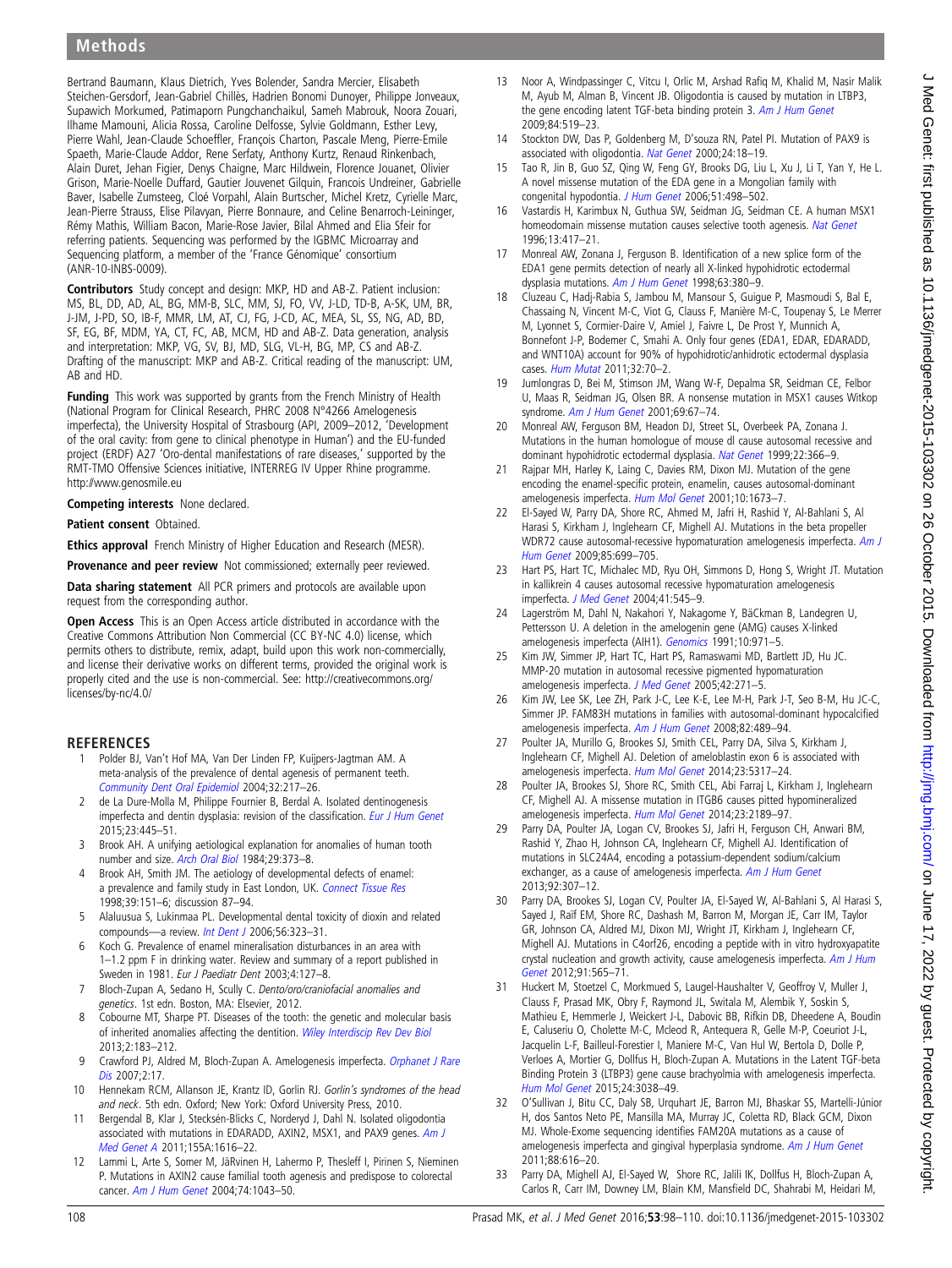Bertrand Baumann, Klaus Dietrich, Yves Bolender, Sandra Mercier, Elisabeth Steichen-Gersdorf, Jean-Gabriel Chillès, Hadrien Bonomi Dunoyer, Philippe Jonveaux, Supawich Morkumed, Patimaporn Pungchanchaikul, Sameh Mabrouk, Noora Zouari, Ilhame Mamouni, Alicia Rossa, Caroline Delfosse, Sylvie Goldmann, Esther Levy, Pierre Wahl, Jean-Claude Schoeffler, François Charton, Pascale Meng, Pierre-Emile Spaeth, Marie-Claude Addor, Rene Serfaty, Anthony Kurtz, Renaud Rinkenbach, Alain Duret, Jehan Figier, Denys Chaigne, Marc Hildwein, Florence Jouanet, Olivier Grison, Marie-Noelle Duffard, Gautier Jouvenet Gilquin, Francois Undreiner, Gabrielle Baver, Isabelle Zumsteeg, Cloé Vorpahl, Alain Burtscher, Michel Kretz, Cyrielle Marc, Jean-Pierre Strauss, Elise Pilavyan, Pierre Bonnaure, and Celine Benarroch-Leininger, Rémy Mathis, William Bacon, Marie-Rose Javier, Bilal Ahmed and Elia Sfeir for referring patients. Sequencing was performed by the IGBMC Microarray and Sequencing platform, a member of the 'France Génomique' consortium (ANR-10-INBS-0009).

**Contributors** Study concept and design: MKP, HD and AB-Z. Patient inclusion: MS, BL, DD, AD, AL, BG, MM-B, SLC, MM, SJ, FO, VV, J-LD, TD-B, A-SK, UM, BR, J-JM, J-PD, SO, IB-F, MMR, LM, AT, CJ, FG, J-CD, AC, MEA, SL, SS, NG, AD, BD, SF, EG, BF, MDM, YA, CT, FC, AB, MCM, HD and AB-Z. Data generation, analysis and interpretation: MKP, VG, SV, BJ, MD, SLG, VL-H, BG, MP, CS and AB-Z. Drafting of the manuscript: MKP and AB-Z. Critical reading of the manuscript: UM, AB and HD.

**Funding** This work was supported by grants from the French Ministry of Health (National Program for Clinical Research, PHRC 2008 N°4266 Amelogenesis imperfecta), the University Hospital of Strasbourg (API, 2009–2012, 'Development of the oral cavity: from gene to clinical phenotype in Human') and the EU-funded project (ERDF) A27 'Oro-dental manifestations of rare diseases,' supported by the RMT-TMO Offensive Sciences initiative, INTERREG IV Upper Rhine programme. http://www.genosmile.eu

**Competing interests** None declared.

**Patient consent** Obtained.

**Ethics approval** French Ministry of Higher Education and Research (MESR).

**Provenance and peer review** Not commissioned; externally peer reviewed.

**Data sharing statement** All PCR primers and protocols are available upon request from the corresponding author.

**Open Access** This is an Open Access article distributed in accordance with the Creative Commons Attribution Non Commercial (CC BY-NC 4.0) license, which permits others to distribute, remix, adapt, build upon this work non-commercially, and license their derivative works on different terms, provided the original work is properly cited and the use is non-commercial. See: http://creativecommons.org/licenses/by-nc/4.0/

## REFERENCES

1. Polder BJ, Van't Hof MA, Van Der Linden FP, Kuijpers-Jagtman AM. A meta-analysis of the prevalence of dental agenesis of permanent teeth. *Community Dent Oral Epidemiol* 2004;32:217–26.
2. de La Dure-Molla M, Philippe Fournier B, Berdal A. Isolated dentinogenesis imperfecta and dentin dysplasia: revision of the classification. *Eur J Hum Genet* 2015;23:445–51.
3. Brook AH. A unifying aetiological explanation for anomalies of human tooth number and size. *Arch Oral Biol* 1984;29:373–8.
4. Brook AH, Smith JM. The aetiology of developmental defects of enamel: a prevalence and family study in East London, UK. *Connect Tissue Res* 1998;39:151–6; discussion 87–94.
5. Alaluusua S, Lukinmaa PL. Developmental dental toxicity of dioxin and related compounds—a review. *Int Dent J* 2006;56:323–31.
6. Koch G. Prevalence of enamel mineralisation disturbances in an area with 1–1.2 ppm F in drinking water. Review and summary of a report published in Sweden in 1981. *Eur J Paediatr Dent* 2003;4:127–8.
7. Bloch-Zupan A, Sedano H, Scully C. *Dento/oro/craniofacial anomalies and genetics*. 1st edn. Boston, MA: Elsevier, 2012.
8. Cobourne MT, Sharpe PT. Diseases of the tooth: the genetic and molecular basis of inherited anomalies affecting the dentition. *Wiley Interdiscip Rev Dev Biol* 2013;2:183–212.
9. Crawford PJ, Aldred M, Bloch-Zupan A. Amelogenesis imperfecta. *Orphanet J Rare Dis* 2007;2:17.
10. Hennekam RCM, Allanson JE, Krantz ID, Gorlin RJ. *Gorlin's syndromes of the head and neck*. 5th edn. Oxford; New York: Oxford University Press, 2010.
11. Bergendal B, Klar J, Stecksén-Blicks C, Norderyd J, Dahl N. Isolated oligodontia associated with mutations in EDARADD, AXIN2, MSX1, and PAX9 genes. *Am J Med Genet A* 2011;155A:1616–22.
12. Lammi L, Arte S, Somer M, JäRvinen H, Lahermo P, Thesleff I, Pirinen S, Nieminen P. Mutations in AXIN2 cause familial tooth agenesis and predispose to colorectal cancer. *Am J Hum Genet* 2004;74:1043–50.
13. Noor A, Windpassinger C, Vitcu I, Orlic M, Arshad Rafiq M, Khalid M, Nasir Malik M, Ayub M, Alman B, Vincent JB. Oligodontia is caused by mutation in LTBP3, the gene encoding latent TGF-beta binding protein 3. *Am J Hum Genet* 2009;84:519–23.
14. Stockton DW, Das P, Goldenberg M, D'souza RN, Patel PI. Mutation of PAX9 is associated with oligodontia. *Nat Genet* 2000;24:18–19.
15. Tao R, Jin B, Guo SZ, Qing W, Feng GY, Brooks DG, Liu L, Xu J, Li T, Yan Y, He L. A novel missense mutation of the EDA gene in a Mongolian family with congenital hypodontia. *J Hum Genet* 2006;51:498–502.
16. Vastardis H, Karimbux N, Guthua SW, Seidman JG, Seidman CE. A human MSX1 homeodomain missense mutation causes selective tooth agenesis. *Nat Genet* 1996;13:417–21.
17. Monreal AW, Zonana J, Ferguson B. Identification of a new splice form of the EDA1 gene permits detection of nearly all X-linked hypohidrotic ectodermal dysplasia mutations. *Am J Hum Genet* 1998;63:380–9.
18. Cluzeau C, Hadj-Rabia S, Jambou M, Mansour S, Guigue P, Masmoudi S, Bal E, Chassaing N, Vincent M-C, Viot G, Clauss F, Manière M-C, Toupenay S, Le Merrer M, Lyonnet S, Cormier-Daire V, Amiel J, Faivre L, De Prost Y, Munnich A, Bonnefont J-P, Bodemer C, Smahi A. Only four genes (EDA1, EDAR, EDARADD, and WNT10A) account for 90% of hypohidrotic/anhidrotic ectodermal dysplasia cases. *Hum Mutat* 2011;32:70–2.
19. Jumlongras D, Bei M, Stimson JM, Wang W-F, Depalma SR, Seidman CE, Felbor U, Maas R, Seidman JG, Olsen BR. A nonsense mutation in MSX1 causes Witkop syndrome. *Am J Hum Genet* 2001;69:67–74.
20. Monreal AW, Ferguson BM, Headon DJ, Street SL, Overbeek PA, Zonana J. Mutations in the human homologue of mouse dl cause autosomal recessive and dominant hypohidrotic ectodermal dysplasia. *Nat Genet* 1999;22:366–9.
21. Rajpar MH, Harley K, Laing C, Davies RM, Dixon MJ. Mutation of the gene encoding the enamel-specific protein, enamelin, causes autosomal-dominant amelogenesis imperfecta. *Hum Mol Genet* 2001;10:1673–7.
22. El-Sayed W, Parry DA, Shore RC, Ahmed M, Jafri H, Rashid Y, Al-Bahlani S, Al Harasi S, Kirkham J, Inglehearn CF, Mighell AJ. Mutations in the beta propeller WDR72 cause autosomal-recessive hypomaturation amelogenesis imperfecta. *Am J Hum Genet* 2009;85:699–705.
23. Hart PS, Hart TC, Michalec MD, Ryu OH, Simmons D, Hong S, Wright JT. Mutation in kallikrein 4 causes autosomal recessive hypomaturation amelogenesis imperfecta. *J Med Genet* 2004;41:545–9.
24. Lagerström M, Dahl N, Nakahori Y, Nakagome Y, BäCkman B, Landegren U, Pettersson U. A deletion in the amelogenin gene (AMG) causes X-linked amelogenesis imperfecta (AIH1). *Genomics* 1991;10:971–5.
25. Kim JW, Simmer JP, Hart TC, Hart PS, Ramaswami MD, Bartlett JD, Hu JC. MMP-20 mutation in autosomal recessive pigmented hypomaturation amelogenesis imperfecta. *J Med Genet* 2005;42:271–5.
26. Kim JW, Lee SK, Lee ZH, Park J-C, Lee K-E, Lee M-H, Park J-T, Seo B-M, Hu JC-C, Simmer JP. FAM83H mutations in families with autosomal-dominant hypocalcified amelogenesis imperfecta. *Am J Hum Genet* 2008;82:489–94.
27. Poulter JA, Murillo G, Brookes SJ, Smith CEL, Parry DA, Silva S, Kirkham J, Inglehearn CF, Mighell AJ. Deletion of ameloblastin exon 6 is associated with amelogenesis imperfecta. *Hum Mol Genet* 2014;23:5317–24.
28. Poulter JA, Brookes SJ, Shore RC, Smith CEL, Abi Farraj L, Kirkham J, Inglehearn CF, Mighell AJ. A missense mutation in ITGB6 causes pitted hypomineralized amelogenesis imperfecta. *Hum Mol Genet* 2014;23:2189–97.
29. Parry DA, Poulter JA, Logan CV, Brookes SJ, Jafri H, Ferguson CH, Anwari BM, Rashid Y, Zhao H, Johnson CA, Inglehearn CF, Mighell AJ. Identification of mutations in SLC24A4, encoding a potassium-dependent sodium/calcium exchanger, as a cause of amelogenesis imperfecta. *Am J Hum Genet* 2013;92:307–12.
30. Parry DA, Brookes SJ, Logan CV, Poulter JA, El-Sayed W, Al-Bahlani S, Al Harasi S, Sayed J, Raïf EM, Shore RC, Dashash M, Barron M, Morgan JE, Carr IM, Taylor GR, Johnson CA, Aldred MJ, Dixon MJ, Wright JT, Kirkham J, Inglehearn CF, Mighell AJ. Mutations in C4orf26, encoding a peptide with in vitro hydroxyapatite crystal nucleation and growth activity, cause amelogenesis imperfecta. *Am J Hum Genet* 2012;91:565–71.
31. Huckert M, Stoetzel C, Morkmued S, Laugel-Haushalter V, Geoffroy V, Muller J, Clauss F, Prasad MK, Obry F, Raymond JL, Switala M, Alembik Y, Soskin S, Mathieu E, Hemmerle J, Weickert J-L, Dabovic BB, Rifkin DB, Dheedene A, Boudin E, Caluseriu O, Cholette M-C, Mcleod R, Antequera R, Gelle M-P, Coeuriot J-L, Jacquelin L-F, Bailleul-Forestier I, Maniere M-C, Van Hul W, Bertola D, Dolle P, Verloes A, Mortier G, Dollfus H, Bloch-Zupan A. Mutations in the Latent TGF-beta Binding Protein 3 (LTBP3) gene cause brachyolmia with amelogenesis imperfecta. *Hum Mol Genet* 2015;24:3038–49.
32. O'Sullivan J, Bitu CC, Daly SB, Urquhart JE, Barron MJ, Bhaskar SS, Martelli-Júnior H, dos Santos Neto PE, Mansilla MA, Murray JC, Coletta RD, Black GCM, Dixon MJ. Whole-Exome sequencing identifies FAM20A mutations as a cause of amelogenesis imperfecta and gingival hyperplasia syndrome. *Am J Hum Genet* 2011;88:616–20.
33. Parry DA, Mighell AJ, El-Sayed W, Shore RC, Jalili IK, Dollfus H, Bloch-Zupan A, Carlos R, Carr IM, Downey LM, Blain KM, Mansfield DC, Shahrabi M, Heidari M,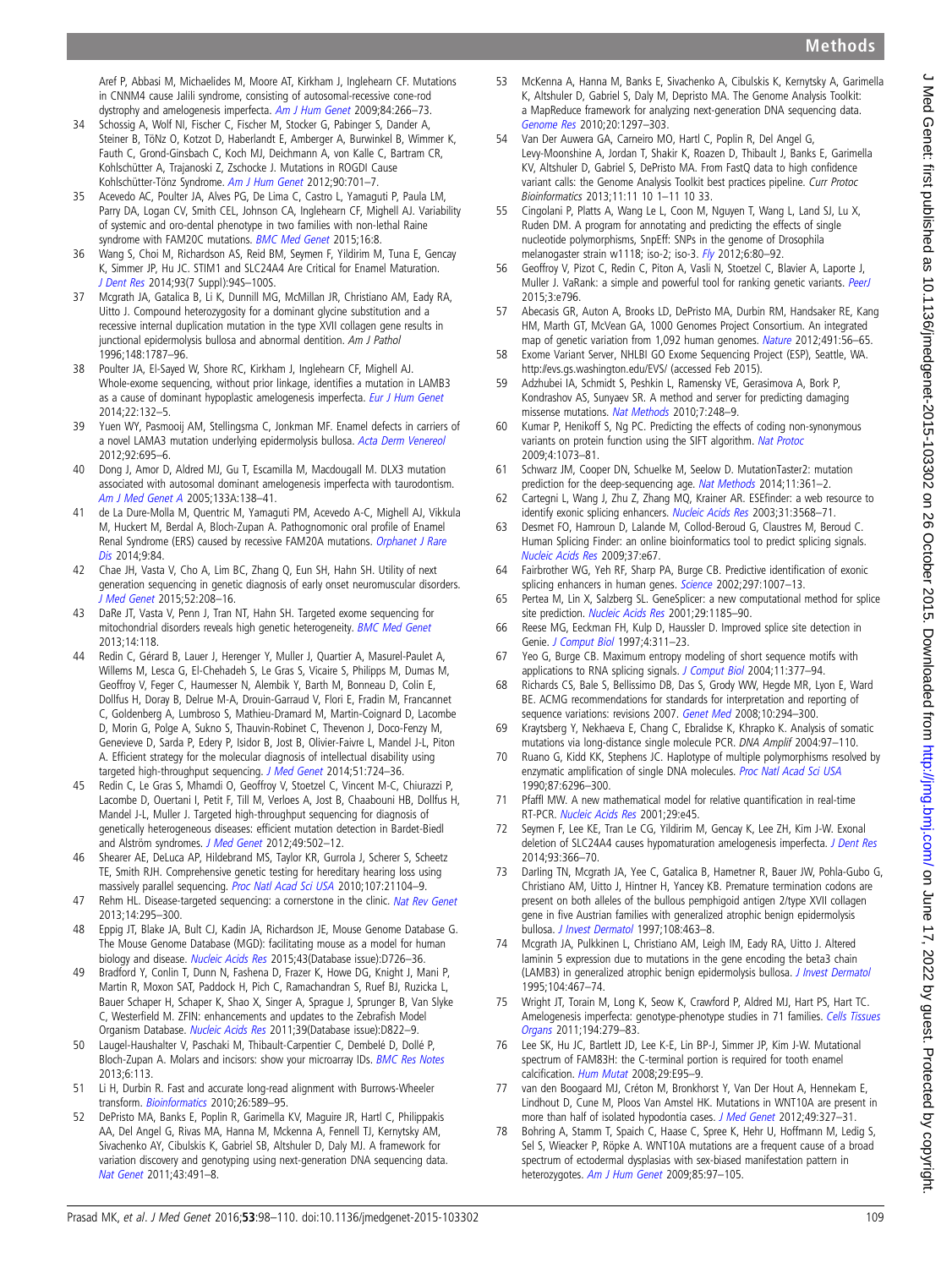Aref P, Abbasi M, Michaelides M, Moore AT, Kirkham J, Inglehearn CF. Mutations in CNNM4 cause Jalili syndrome, consisting of autosomal-recessive cone-rod dystrophy and amelogenesis imperfecta. *Am J Hum Genet* 2009;84:266–73.

34. Schossig A, Wolf NI, Fischer C, Fischer M, Stocker G, Pabinger S, Dander A, Steiner B, TöNz O, Kotzot D, Haberlandt E, Amberger A, Burwinkel B, Wimmer K, Fauth C, Grond-Ginsbach C, Koch MJ, Deichmann A, von Kalle C, Bartram CR, Kohlschütter A, Trajanoski Z, Zschocke J. Mutations in ROGDI Cause Kohlschütter-Tönz Syndrome. *Am J Hum Genet* 2012;90:701–7.
35. Acevedo AC, Poulter JA, Alves PG, De Lima C, Castro L, Yamaguti P, Paula LM, Parry DA, Logan CV, Smith CEL, Johnson CA, Inglehearn CF, Mighell AJ. Variability of systemic and oro-dental phenotype in two families with non-lethal Raine syndrome with FAM20C mutations. *BMC Med Genet* 2015;16:8.
36. Wang S, Choi M, Richardson AS, Reid BM, Seymen F, Yildirim M, Tuna E, Gencay K, Simmer JP, Hu JC. STIM1 and SLC24A4 Are Critical for Enamel Maturation. *J Dent Res* 2014;93(7 Suppl):94S–100S.
37. Mcgrath JA, Gatalica B, Li K, Dunnill MG, McMillan JR, Christiano AM, Eady RA, Uitto J. Compound heterozygosity for a dominant glycine substitution and a recessive internal duplication mutation in the type XVII collagen gene results in junctional epidermolysis bullosa and abnormal dentition. *Am J Pathol* 1996;148:1787–96.
38. Poulter JA, El-Sayed W, Shore RC, Kirkham J, Inglehearn CF, Mighell AJ. Whole-exome sequencing, without prior linkage, identifies a mutation in LAMB3 as a cause of dominant hypoplastic amelogenesis imperfecta. *Eur J Hum Genet* 2014;22:132–5.
39. Yuen WY, Pasmooij AM, Stellingsma C, Jonkman MF. Enamel defects in carriers of a novel LAMA3 mutation underlying epidermolysis bullosa. *Acta Derm Venereol* 2012;92:695–6.
40. Dong J, Amor D, Aldred MJ, Gu T, Escamilla M, Macdougall M. DLX3 mutation associated with autosomal dominant amelogenesis imperfecta with taurodontism. *Am J Med Genet A* 2005;133A:138–41.
41. de La Dure-Molla M, Quentric M, Yamaguti PM, Acevedo A-C, Mighell AJ, Vikkula M, Huckert M, Berdal A, Bloch-Zupan A. Pathognomonic oral profile of Enamel Renal Syndrome (ERS) caused by recessive FAM20A mutations. *Orphanet J Rare Dis* 2014;9:84.
42. Chae JH, Vasta V, Cho A, Lim BC, Zhang Q, Eun SH, Hahn SH. Utility of next generation sequencing in genetic diagnosis of early onset neuromuscular disorders. *J Med Genet* 2015;52:208–16.
43. DaRe JT, Vasta V, Penn J, Tran NT, Hahn SH. Targeted exome sequencing for mitochondrial disorders reveals high genetic heterogeneity. *BMC Med Genet* 2013;14:118.
44. Redin C, Gérard B, Lauer J, Herenger Y, Muller J, Quartier A, Masurel-Paulet A, Willems M, Lesca G, El-Chehadeh S, Le Gras S, Vicaire S, Philipps M, Dumas M, Geoffroy V, Feger C, Haumesser N, Alembik Y, Barth M, Bonneau D, Colin E, Dollfus H, Doray B, Delrue M-A, Drouin-Garraud V, Flori E, Fradin M, Francannet C, Goldenberg A, Lumbroso S, Mathieu-Dramard M, Martin-Coignard D, Lacombe D, Morin G, Polge A, Sukno S, Thauvin-Robinet C, Thevenon J, Doco-Fenzy M, Genevieve D, Sarda P, Edery P, Isidor B, Jost B, Olivier-Faivre L, Mandel J-L, Piton A. Efficient strategy for the molecular diagnosis of intellectual disability using targeted high-throughput sequencing. *J Med Genet* 2014;51:724–36.
45. Redin C, Le Gras S, Mhamdi O, Geoffroy V, Stoetzel C, Vincent M-C, Chiurazzi P, Lacombe D, Ouertani I, Petit F, Till M, Verloes A, Jost B, Chaabouni HB, Dollfus H, Mandel J-L, Muller J. Targeted high-throughput sequencing for diagnosis of genetically heterogeneous diseases: efficient mutation detection in Bardet-Biedl and Alström syndromes. *J Med Genet* 2012;49:502–12.
46. Shearer AE, DeLuca AP, Hildebrand MS, Taylor KR, Gurrola J, Scherer S, Scheetz TE, Smith RJH. Comprehensive genetic testing for hereditary hearing loss using massively parallel sequencing. *Proc Natl Acad Sci USA* 2010;107:21104–9.
47. Rehm HL. Disease-targeted sequencing: a cornerstone in the clinic. *Nat Rev Genet* 2013;14:295–300.
48. Eppig JT, Blake JA, Bult CJ, Kadin JA, Richardson JE, Mouse Genome Database G. The Mouse Genome Database (MGD): facilitating mouse as a model for human biology and disease. *Nucleic Acids Res* 2015;43(Database issue):D726–36.
49. Bradford Y, Conlin T, Dunn N, Fashena D, Frazer K, Howe DG, Knight J, Mani P, Martin R, Moxon SAT, Paddock H, Pich C, Ramachandran S, Ruef BJ, Ruzicka L, Bauer Schaper H, Schaper K, Shao X, Singer A, Sprague J, Sprunger B, Van Slyke C, Westerfield M. ZFIN: enhancements and updates to the Zebrafish Model Organism Database. *Nucleic Acids Res* 2011;39(Database issue):D822–9.
50. Laugel-Haushalter V, Paschaki M, Thibault-Carpentier C, Dembelé D, Dollé P, Bloch-Zupan A. Molars and incisors: show your microarray IDs. *BMC Res Notes* 2013;6:113.
51. Li H, Durbin R. Fast and accurate long-read alignment with Burrows-Wheeler transform. *Bioinformatics* 2010;26:589–95.
52. DePristo MA, Banks E, Poplin R, Garimella KV, Maguire JR, Hartl C, Philippakis AA, Del Angel G, Rivas MA, Hanna M, Mckenna A, Fennell TJ, Kernytsky AM, Sivachenko AY, Cibulskis K, Gabriel SB, Altshuler D, Daly MJ. A framework for variation discovery and genotyping using next-generation DNA sequencing data. *Nat Genet* 2011;43:491–8.
53. McKenna A, Hanna M, Banks E, Sivachenko A, Cibulskis K, Kernytsky A, Garimella K, Altshuler D, Gabriel S, Daly M, Depristo MA. The Genome Analysis Toolkit: a MapReduce framework for analyzing next-generation DNA sequencing data. *Genome Res* 2010;20:1297–303.
54. Van Der Auwera GA, Carneiro MO, Hartl C, Poplin R, Del Angel G, Levy-Moonshine A, Jordan T, Shakir K, Roazen D, Thibault J, Banks E, Garimella KV, Altshuler D, Gabriel S, DePristo MA. From FastQ data to high confidence variant calls: the Genome Analysis Toolkit best practices pipeline. *Curr Protoc Bioinformatics* 2013;11:11 10 1–11 10 33.
55. Cingolani P, Platts A, Wang Le L, Coon M, Nguyen T, Wang L, Land SJ, Lu X, Ruden DM. A program for annotating and predicting the effects of single nucleotide polymorphisms, SnpEff: SNPs in the genome of Drosophila melanogaster strain w1118; iso-2; iso-3. *Fly* 2012;6:80–92.
56. Geoffroy V, Pizot C, Redin C, Piton A, Vasli N, Stoetzel C, Blavier A, Laporte J, Muller J. VaRank: a simple and powerful tool for ranking genetic variants. *PeerJ* 2015;3:e796.
57. Abecasis GR, Auton A, Brooks LD, DePristo MA, Durbin RM, Handsaker RE, Kang HM, Marth GT, McVean GA, 1000 Genomes Project Consortium. An integrated map of genetic variation from 1,092 human genomes. *Nature* 2012;491:56–65.
58. Exome Variant Server, NHLBI GO Exome Sequencing Project (ESP), Seattle, WA. http://evs.gs.washington.edu/EVS/ (accessed Feb 2015).
59. Adzhubei IA, Schmidt S, Peshkin L, Ramensky VE, Gerasimova A, Bork P, Kondrashov AS, Sunyaev SR. A method and server for predicting damaging missense mutations. *Nat Methods* 2010;7:248–9.
60. Kumar P, Henikoff S, Ng PC. Predicting the effects of coding non-synonymous variants on protein function using the SIFT algorithm. *Nat Protoc* 2009;4:1073–81.
61. Schwarz JM, Cooper DN, Schuelke M, Seelow D. MutationTaster2: mutation prediction for the deep-sequencing age. *Nat Methods* 2014;11:361–2.
62. Cartegni L, Wang J, Zhu Z, Zhang MQ, Krainer AR. ESEfinder: a web resource to identify exonic splicing enhancers. *Nucleic Acids Res* 2003;31:3568–71.
63. Desmet FO, Hamroun D, Lalande M, Collod-Beroud G, Claustres M, Beroud C. Human Splicing Finder: an online bioinformatics tool to predict splicing signals. *Nucleic Acids Res* 2009;37:e67.
64. Fairbrother WG, Yeh RF, Sharp PA, Burge CB. Predictive identification of exonic splicing enhancers in human genes. *Science* 2002;297:1007–13.
65. Pertea M, Lin X, Salzberg SL. GeneSplicer: a new computational method for splice site prediction. *Nucleic Acids Res* 2001;29:1185–90.
66. Reese MG, Eeckman FH, Kulp D, Haussler D. Improved splice site detection in Genie. *J Comput Biol* 1997;4:311–23.
67. Yeo G, Burge CB. Maximum entropy modeling of short sequence motifs with applications to RNA splicing signals. *J Comput Biol* 2004;11:377–94.
68. Richards CS, Bale S, Bellissimo DB, Das S, Grody WW, Hegde MR, Lyon E, Ward BE. ACMG recommendations for standards for interpretation and reporting of sequence variations: revisions 2007. *Genet Med* 2008;10:294–300.
69. Kraytsberg Y, Nekhaeva E, Chang C, Ebralidse K, Khrapko K. Analysis of somatic mutations via long-distance single molecule PCR. *DNA Amplif* 2004:97–110.
70. Ruano G, Kidd KK, Stephens JC. Haplotype of multiple polymorphisms resolved by enzymatic amplification of single DNA molecules. *Proc Natl Acad Sci USA* 1990;87:6296–300.
71. Pfaffl MW. A new mathematical model for relative quantification in real-time RT-PCR. *Nucleic Acids Res* 2001;29:e45.
72. Seymen F, Lee KE, Tran Le CG, Yildirim M, Gencay K, Lee ZH, Kim J-W. Exonal deletion of SLC24A4 causes hypomaturation amelogenesis imperfecta. *J Dent Res* 2014;93:366–70.
73. Darling TN, Mcgrath JA, Yee C, Gatalica B, Hametner R, Bauer JW, Pohla-Gubo G, Christiano AM, Uitto J, Hintner H, Yancey KB. Premature termination codons are present on both alleles of the bullous pemphigoid antigen 2/type XVII collagen gene in five Austrian families with generalized atrophic benign epidermolysis bullosa. *J Invest Dermatol* 1997;108:463–8.
74. Mcgrath JA, Pulkkinen L, Christiano AM, Leigh IM, Eady RA, Uitto J. Altered laminin 5 expression due to mutations in the gene encoding the beta3 chain (LAMB3) in generalized atrophic benign epidermolysis bullosa. *J Invest Dermatol* 1995;104:467–74.
75. Wright JT, Torain M, Long K, Seow K, Crawford P, Aldred MJ, Hart PS, Hart TC. Amelogenesis imperfecta: genotype-phenotype studies in 71 families. *Cells Tissues Organs* 2011;194:279–83.
76. Lee SK, Hu JC, Bartlett JD, Lee K-E, Lin BP-J, Simmer JP, Kim J-W. Mutational spectrum of FAM83H: the C-terminal portion is required for tooth enamel calcification. *Hum Mutat* 2008;29:E95–9.
77. van den Boogaard MJ, Créton M, Bronkhorst Y, Van Der Hout A, Hennekam E, Lindhout D, Cune M, Ploos Van Amstel HK. Mutations in WNT10A are present in more than half of isolated hypodontia cases. *J Med Genet* 2012;49:327–31.
78. Bohring A, Stamm T, Spaich C, Haase C, Spree K, Hehr U, Hoffmann M, Ledig S, Sel S, Wieacker P, Röpke A. WNT10A mutations are a frequent cause of a broad spectrum of ectodermal dysplasias with sex-biased manifestation pattern in heterozygotes. *Am J Hum Genet* 2009;85:97–105.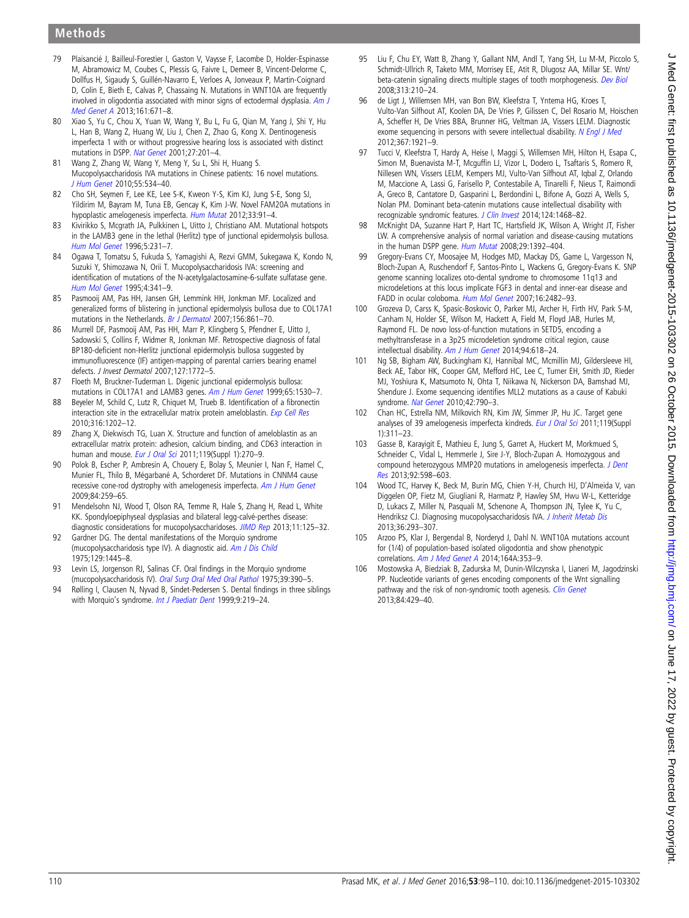79 Plaisancié J, Bailleul-Forestier I, Gaston V, Vaysse F, Lacombe D, Holder-Espinasse M, Abramowicz M, Coubes C, Plessis G, Faivre L, Demeer B, Vincent-Delorme C, Dollfus H, Sigaudy S, Guillén-Navarro E, Verloes A, Jonveaux P, Martin-Coignard D, Colin E, Bieth E, Calvas P, Chassaing N. Mutations in WNT10A are frequently involved in oligodontia associated with minor signs of ectodermal dysplasia. *Am J Med Genet A* 2013;161:671–8.

80 Xiao S, Yu C, Chou X, Yuan W, Wang Y, Bu L, Fu G, Qian M, Yang J, Shi Y, Hu L, Han B, Wang Z, Huang W, Liu J, Chen Z, Zhao G, Kong X. Dentinogenesis imperfecta 1 with or without progressive hearing loss is associated with distinct mutations in DSPP. *Nat Genet* 2001;27:201–4.

81 Wang Z, Zhang W, Wang Y, Meng Y, Su L, Shi H, Huang S. Mucopolysaccharidosis IVA mutations in Chinese patients: 16 novel mutations. *J Hum Genet* 2010;55:534–40.

82 Cho SH, Seymen F, Lee KE, Lee S-K, Kweon Y-S, Kim KJ, Jung S-E, Song SJ, Yildirim M, Bayram M, Tuna EB, Gencay K, Kim J-W. Novel FAM20A mutations in hypoplastic amelogenesis imperfecta. *Hum Mutat* 2012;33:91–4.

83 Kivirikko S, Mcgrath JA, Pulkkinen L, Uitto J, Christiano AM. Mutational hotspots in the LAMB3 gene in the lethal (Herlitz) type of junctional epidermolysis bullosa. *Hum Mol Genet* 1996;5:231–7.

84 Ogawa T, Tomatsu S, Fukuda S, Yamagishi A, Rezvi GMM, Sukegawa K, Kondo N, Suzuki Y, Shimozawa N, Orii T. Mucopolysaccharidosis IVA: screening and identification of mutations of the N-acetylgalactosamine-6-sulfate sulfatase gene. *Hum Mol Genet* 1995;4:341–9.

85 Pasmooij AM, Pas HH, Jansen GH, Lemmink HH, Jonkman MF. Localized and generalized forms of blistering in junctional epidermolysis bullosa due to COL17A1 mutations in the Netherlands. *Br J Dermatol* 2007;156:861–70.

86 Murrell DF, Pasmooij AM, Pas HH, Marr P, Klingberg S, Pfendner E, Uitto J, Sadowski S, Collins F, Widmer R, Jonkman MF. Retrospective diagnosis of fatal BP180-deficient non-Herlitz junctional epidermolysis bullosa suggested by immunofluorescence (IF) antigen-mapping of parental carriers bearing enamel defects. *J Invest Dermatol* 2007;127:1772–5.

87 Floeth M, Bruckner-Tuderman L. Digenic junctional epidermolysis bullosa: mutations in COL17A1 and LAMB3 genes. *Am J Hum Genet* 1999;65:1530–7.

88 Beyeler M, Schild C, Lutz R, Chiquet M, Trueb B. Identification of a fibronectin interaction site in the extracellular matrix protein ameloblastin. *Exp Cell Res* 2010;316:1202–12.

89 Zhang X, Diekwisch TG, Luan X. Structure and function of ameloblastin as an extracellular matrix protein: adhesion, calcium binding, and CD63 interaction in human and mouse. *Eur J Oral Sci* 2011;119(Suppl 1):270–9.

90 Polok B, Escher P, Ambresin A, Chouery E, Bolay S, Meunier I, Nan F, Hamel C, Munier FL, Thilo B, Mégarbané A, Schorderet DF. Mutations in CNNM4 cause recessive cone-rod dystrophy with amelogenesis imperfecta. *Am J Hum Genet* 2009;84:259–65.

91 Mendelsohn NJ, Wood T, Olson RA, Temme R, Hale S, Zhang H, Read L, White KK. Spondyloepiphyseal dysplasias and bilateral legg-calvé-perthes disease: diagnostic considerations for mucopolysaccharidoses. *JIMD Rep* 2013;11:125–32.

92 Gardner DG. The dental manifestations of the Morquio syndrome (mucopolysaccharidosis type IV). A diagnostic aid. *Am J Dis Child* 1975;129:1445–8.

93 Levin LS, Jorgenson RJ, Salinas CF. Oral findings in the Morquio syndrome (mucopolysaccharidosis IV). *Oral Surg Oral Med Oral Pathol* 1975;39:390–5.

94 Rølling I, Clausen N, Nyvad B, Sindet-Pedersen S. Dental findings in three siblings with Morquio's syndrome. *Int J Paediatr Dent* 1999;9:219–24.

95 Liu F, Chu EY, Watt B, Zhang Y, Gallant NM, Andl T, Yang SH, Lu M-M, Piccolo S, Schmidt-Ullrich R, Taketo MM, Morrisey EE, Atit R, Dlugosz AA, Millar SE. Wnt/beta-catenin signaling directs multiple stages of tooth morphogenesis. *Dev Biol* 2008;313:210–24.

96 de Ligt J, Willemsen MH, van Bon BW, Kleefstra T, Yntema HG, Kroes T, Vulto-Van Silfhout AT, Koolen DA, De Vries P, Gilissen C, Del Rosario M, Hoischen A, Scheffer H, De Vries BBA, Brunner HG, Veltman JA, Vissers LELM. Diagnostic exome sequencing in persons with severe intellectual disability. *N Engl J Med* 2012;367:1921–9.

97 Tucci V, Kleefstra T, Hardy A, Heise I, Maggi S, Willemsen MH, Hilton H, Esapa C, Simon M, Buenavista M-T, Mcguffin LJ, Vizor L, Dodero L, Tsaftaris S, Romero R, Nillesen WN, Vissers LELM, Kempers MJ, Vulto-Van Silfhout AT, Iqbal Z, Orlando M, Maccione A, Lassi G, Farisello P, Contestabile A, Tinarelli F, Nieus T, Raimondi A, Greco B, Cantatore D, Gasparini L, Berdondini L, Bifone A, Gozzi A, Wells S, Nolan PM. Dominant beta-catenin mutations cause intellectual disability with recognizable syndromic features. *J Clin Invest* 2014;124:1468–82.

98 McKnight DA, Suzanne Hart P, Hart TC, Hartsfield JK, Wilson A, Wright JT, Fisher LW. A comprehensive analysis of normal variation and disease-causing mutations in the human DSPP gene. *Hum Mutat* 2008;29:1392–404.

99 Gregory-Evans CY, Moosajee M, Hodges MD, Mackay DS, Game L, Vargesson N, Bloch-Zupan A, Ruschendorf F, Santos-Pinto L, Wackens G, Gregory-Evans K. SNP genome scanning localizes oto-dental syndrome to chromosome 11q13 and microdeletions at this locus implicate FGF3 in dental and inner-ear disease and FADD in ocular coloboma. *Hum Mol Genet* 2007;16:2482–93.

100 Grozeva D, Carss K, Spasic-Boskovic O, Parker MJ, Archer H, Firth HV, Park S-M, Canham N, Holder SE, Wilson M, Hackett A, Field M, Floyd JAB, Hurles M, Raymond FL. De novo loss-of-function mutations in SETD5, encoding a methyltransferase in a 3p25 microdeletion syndrome critical region, cause intellectual disability. *Am J Hum Genet* 2014;94:618–24.

101 Ng SB, Bigham AW, Buckingham KJ, Hannibal MC, Mcmillin MJ, Gildersleeve HI, Beck AE, Tabor HK, Cooper GM, Mefford HC, Lee C, Turner EH, Smith JD, Rieder MJ, Yoshiura K, Matsumoto N, Ohta T, Niikawa N, Nickerson DA, Bamshad MJ, Shendure J. Exome sequencing identifies MLL2 mutations as a cause of Kabuki syndrome. *Nat Genet* 2010;42:790–3.

102 Chan HC, Estrella NM, Milkovich RN, Kim JW, Simmer JP, Hu JC. Target gene analyses of 39 amelogenesis imperfecta kindreds. *Eur J Oral Sci* 2011;119(Suppl 1):311–23.

103 Gasse B, Karayigit E, Mathieu E, Jung S, Garret A, Huckert M, Morkmued S, Schneider C, Vidal L, Hemmerle J, Sire J-Y, Bloch-Zupan A. Homozygous and compound heterozygous MMP20 mutations in amelogenesis imperfecta. *J Dent Res* 2013;92:598–603.

104 Wood TC, Harvey K, Beck M, Burin MG, Chien Y-H, Church HJ, D'Almeida V, van Diggelen OP, Fietz M, Giugliani R, Harmatz P, Hawley SM, Hwu W-L, Ketteridge D, Lukacs Z, Miller N, Pasquali M, Schenone A, Thompson JN, Tylee K, Yu C, Hendriksz CJ. Diagnosing mucopolysaccharidosis IVA. *J Inherit Metab Dis* 2013;36:293–307.

105 Arzoo PS, Klar J, Bergendal B, Norderyd J, Dahl N. WNT10A mutations account for (1/4) of population-based isolated oligodontia and show phenotypic correlations. *Am J Med Genet A* 2014;164A:353–9.

106 Mostowska A, Biedziak B, Zadurska M, Dunin-Wilczynska I, Lianeri M, Jagodzinski PP. Nucleotide variants of genes encoding components of the Wnt signalling pathway and the risk of non-syndromic tooth agenesis. *Clin Genet* 2013;84:429–40.